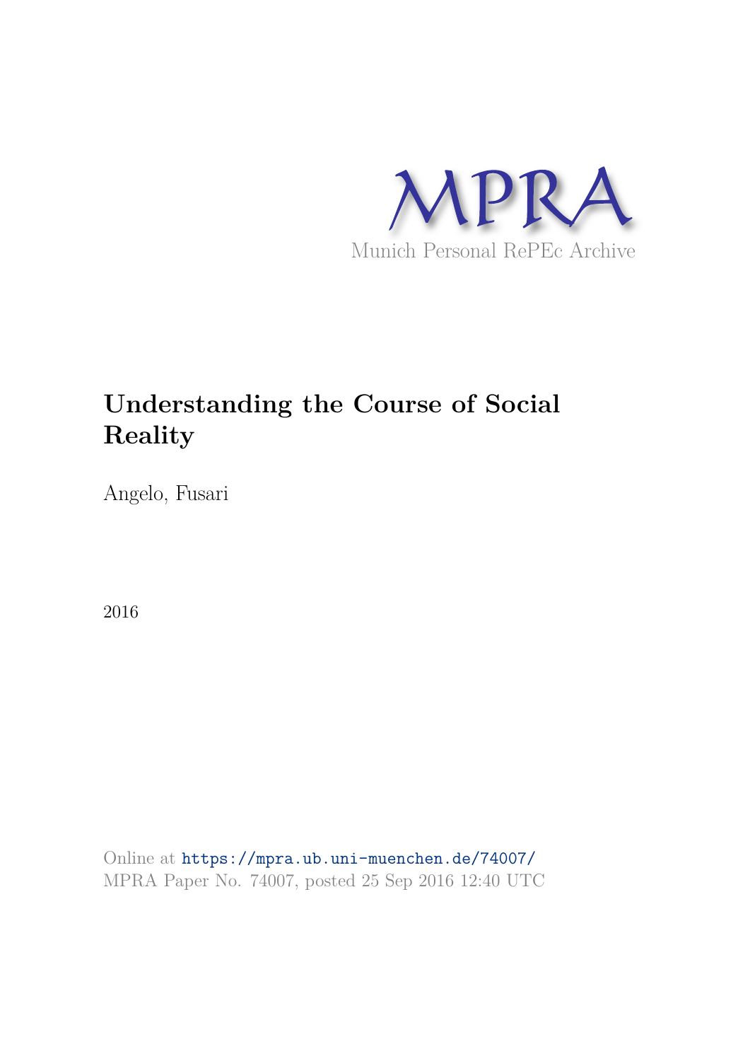MPRA

Munich Personal RePEc Archive

# Understanding the Course of Social Reality

Angelo, Fusari

2016

Online at https://mpra.ub.uni-muenchen.de/74007/
MPRA Paper No. 74007, posted 25 Sep 2016 12:40 UTC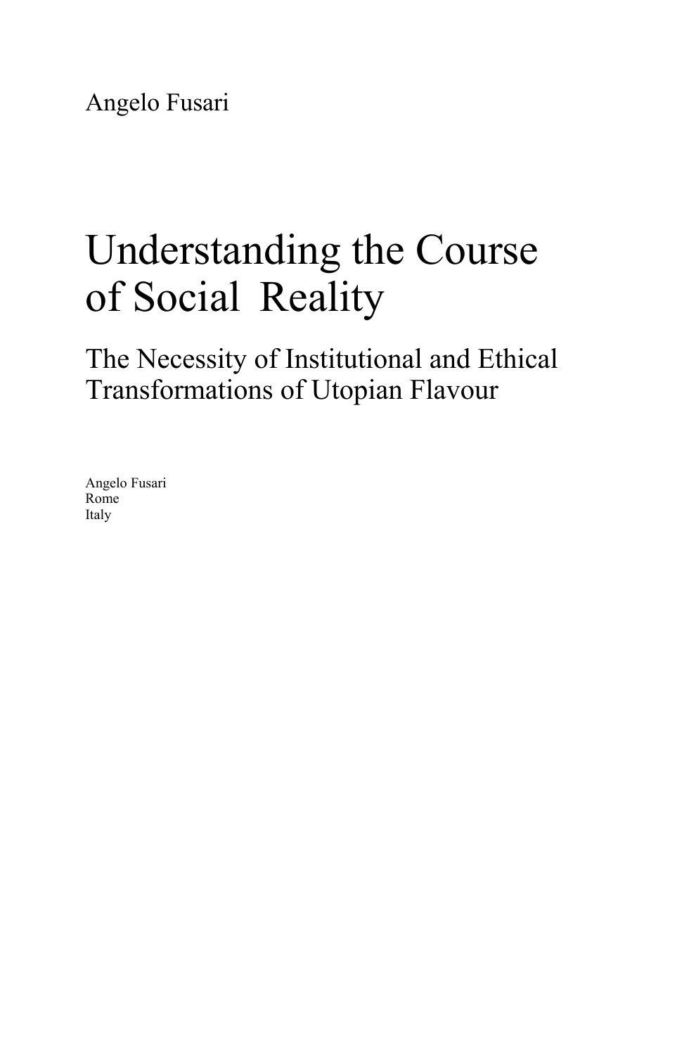Angelo Fusari

# Understanding the Course of Social Reality

## The Necessity of Institutional and Ethical Transformations of Utopian Flavour

Angelo Fusari
Rome
Italy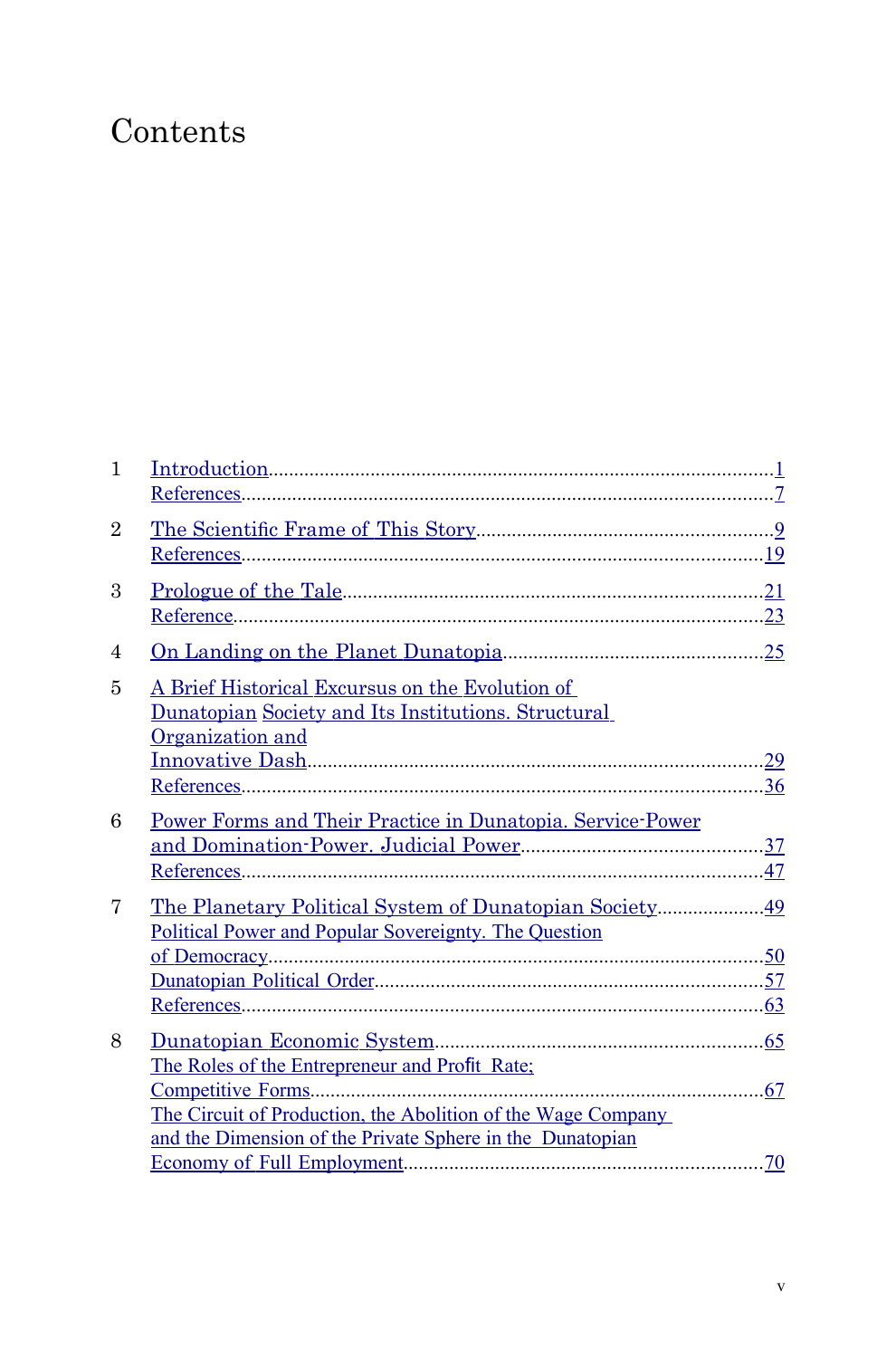# Contents

1 Introduction ..... 1
  References ..... 7

2 The Scientific Frame of This Story ..... 9
  References ..... 19

3 Prologue of the Tale ..... 21
  Reference ..... 23

4 On Landing on the Planet Dunatopia ..... 25

5 A Brief Historical Excursus on the Evolution of Dunatopian Society and Its Institutions. Structural Organization and Innovative Dash ..... 29
  References ..... 36

6 Power Forms and Their Practice in Dunatopia. Service-Power and Domination-Power. Judicial Power ..... 37
  References ..... 47

7 The Planetary Political System of Dunatopian Society ..... 49
  Political Power and Popular Sovereignty. The Question of Democracy ..... 50
  Dunatopian Political Order ..... 57
  References ..... 63

8 Dunatopian Economic System ..... 65
  The Roles of the Entrepreneur and Profit Rate; Competitive Forms ..... 67
  The Circuit of Production, the Abolition of the Wage Company and the Dimension of the Private Sphere in the Dunatopian Economy of Full Employment ..... 70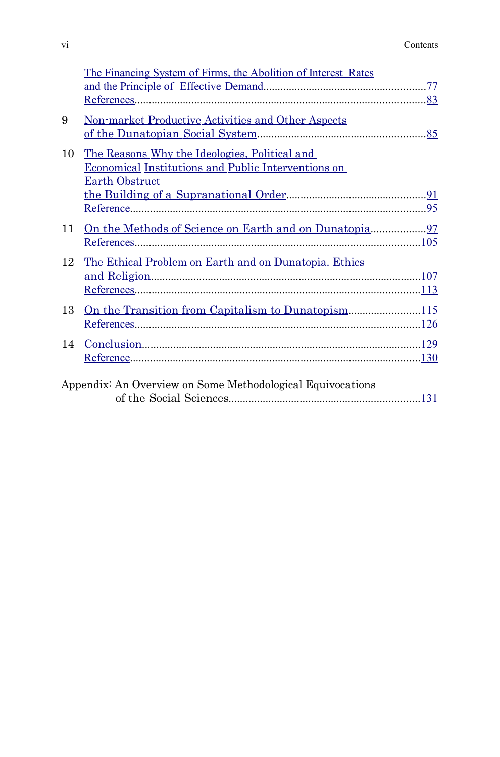The Financing System of Firms, the Abolition of Interest Rates and the Principle of Effective Demand .... 77
References .... 83

9 Non-market Productive Activities and Other Aspects of the Dunatopian Social System .... 85

10 The Reasons Why the Ideologies, Political and Economical Institutions and Public Interventions on Earth Obstruct the Building of a Supranational Order .... 91
Reference .... 95

11 On the Methods of Science on Earth and on Dunatopia .... 97
References .... 105

12 The Ethical Problem on Earth and on Dunatopia. Ethics and Religion .... 107
References .... 113

13 On the Transition from Capitalism to Dunatopism .... 115
References .... 126

14 Conclusion .... 129
Reference .... 130

Appendix: An Overview on Some Methodological Equivocations of the Social Sciences .... 131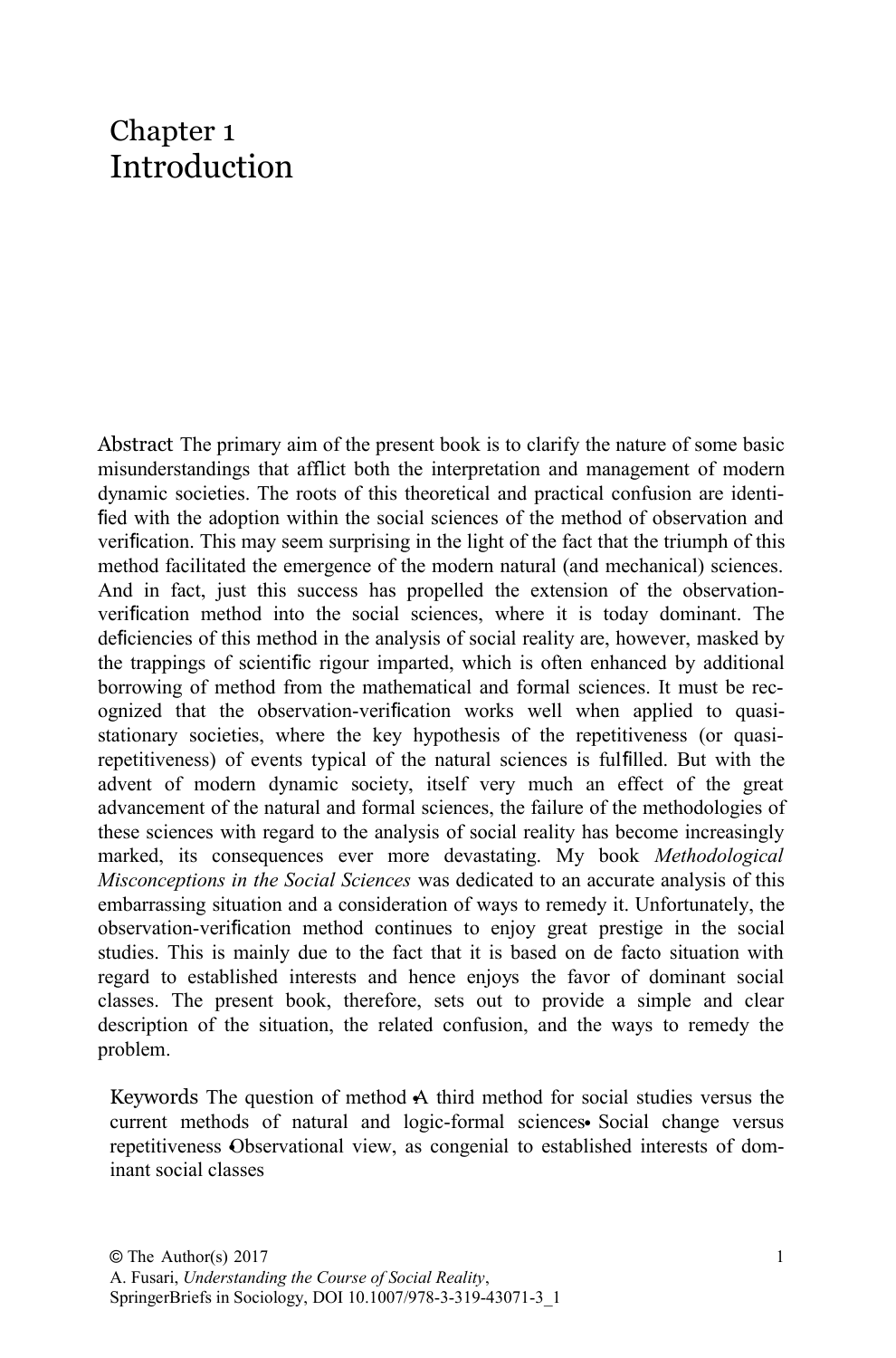# Chapter 1
# Introduction

**Abstract** The primary aim of the present book is to clarify the nature of some basic misunderstandings that afflict both the interpretation and management of modern dynamic societies. The roots of this theoretical and practical confusion are identified with the adoption within the social sciences of the method of observation and verification. This may seem surprising in the light of the fact that the triumph of this method facilitated the emergence of the modern natural (and mechanical) sciences. And in fact, just this success has propelled the extension of the observation-verification method into the social sciences, where it is today dominant. The deficiencies of this method in the analysis of social reality are, however, masked by the trappings of scientific rigour imparted, which is often enhanced by additional borrowing of method from the mathematical and formal sciences. It must be recognized that the observation-verification works well when applied to quasi-stationary societies, where the key hypothesis of the repetitiveness (or quasi-repetitiveness) of events typical of the natural sciences is fulfilled. But with the advent of modern dynamic society, itself very much an effect of the great advancement of the natural and formal sciences, the failure of the methodologies of these sciences with regard to the analysis of social reality has become increasingly marked, its consequences ever more devastating. My book *Methodological Misconceptions in the Social Sciences* was dedicated to an accurate analysis of this embarrassing situation and a consideration of ways to remedy it. Unfortunately, the observation-verification method continues to enjoy great prestige in the social studies. This is mainly due to the fact that it is based on de facto situation with regard to established interests and hence enjoys the favor of dominant social classes. The present book, therefore, sets out to provide a simple and clear description of the situation, the related confusion, and the ways to remedy the problem.

**Keywords** The question of method · A third method for social studies versus the current methods of natural and logic-formal sciences · Social change versus repetitiveness · Observational view, as congenial to established interests of dominant social classes

© The Author(s) 2017
A. Fusari, *Understanding the Course of Social Reality*,
SpringerBriefs in Sociology, DOI 10.1007/978-3-319-43071-3_1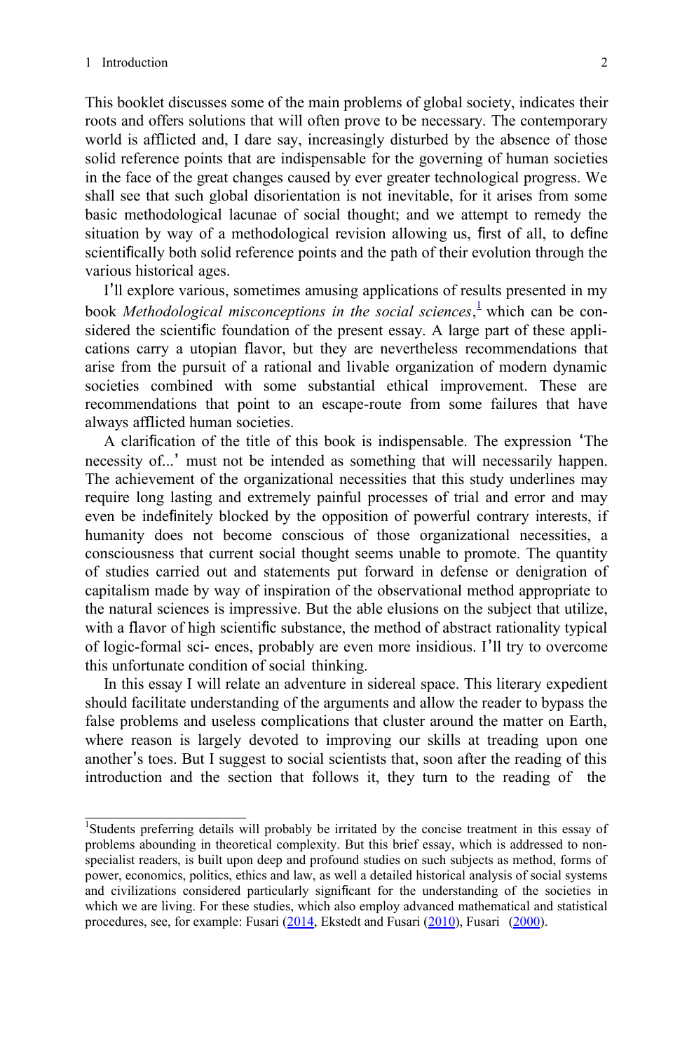This booklet discusses some of the main problems of global society, indicates their roots and offers solutions that will often prove to be necessary. The contemporary world is afflicted and, I dare say, increasingly disturbed by the absence of those solid reference points that are indispensable for the governing of human societies in the face of the great changes caused by ever greater technological progress. We shall see that such global disorientation is not inevitable, for it arises from some basic methodological lacunae of social thought; and we attempt to remedy the situation by way of a methodological revision allowing us, first of all, to define scientifically both solid reference points and the path of their evolution through the various historical ages.

I'll explore various, sometimes amusing applications of results presented in my book *Methodological misconceptions in the social sciences*,[1] which can be considered the scientific foundation of the present essay. A large part of these applications carry a utopian flavor, but they are nevertheless recommendations that arise from the pursuit of a rational and livable organization of modern dynamic societies combined with some substantial ethical improvement. These are recommendations that point to an escape-route from some failures that have always afflicted human societies.

A clarification of the title of this book is indispensable. The expression 'The necessity of...' must not be intended as something that will necessarily happen. The achievement of the organizational necessities that this study underlines may require long lasting and extremely painful processes of trial and error and may even be indefinitely blocked by the opposition of powerful contrary interests, if humanity does not become conscious of those organizational necessities, a consciousness that current social thought seems unable to promote. The quantity of studies carried out and statements put forward in defense or denigration of capitalism made by way of inspiration of the observational method appropriate to the natural sciences is impressive. But the able elusions on the subject that utilize, with a flavor of high scientific substance, the method of abstract rationality typical of logic-formal sci- ences, probably are even more insidious. I'll try to overcome this unfortunate condition of social thinking.

In this essay I will relate an adventure in sidereal space. This literary expedient should facilitate understanding of the arguments and allow the reader to bypass the false problems and useless complications that cluster around the matter on Earth, where reason is largely devoted to improving our skills at treading upon one another's toes. But I suggest to social scientists that, soon after the reading of this introduction and the section that follows it, they turn to the reading of the

[1]Students preferring details will probably be irritated by the concise treatment in this essay of problems abounding in theoretical complexity. But this brief essay, which is addressed to non-specialist readers, is built upon deep and profound studies on such subjects as method, forms of power, economics, politics, ethics and law, as well a detailed historical analysis of social systems and civilizations considered particularly significant for the understanding of the societies in which we are living. For these studies, which also employ advanced mathematical and statistical procedures, see, for example: Fusari (2014, Ekstedt and Fusari (2010), Fusari (2000).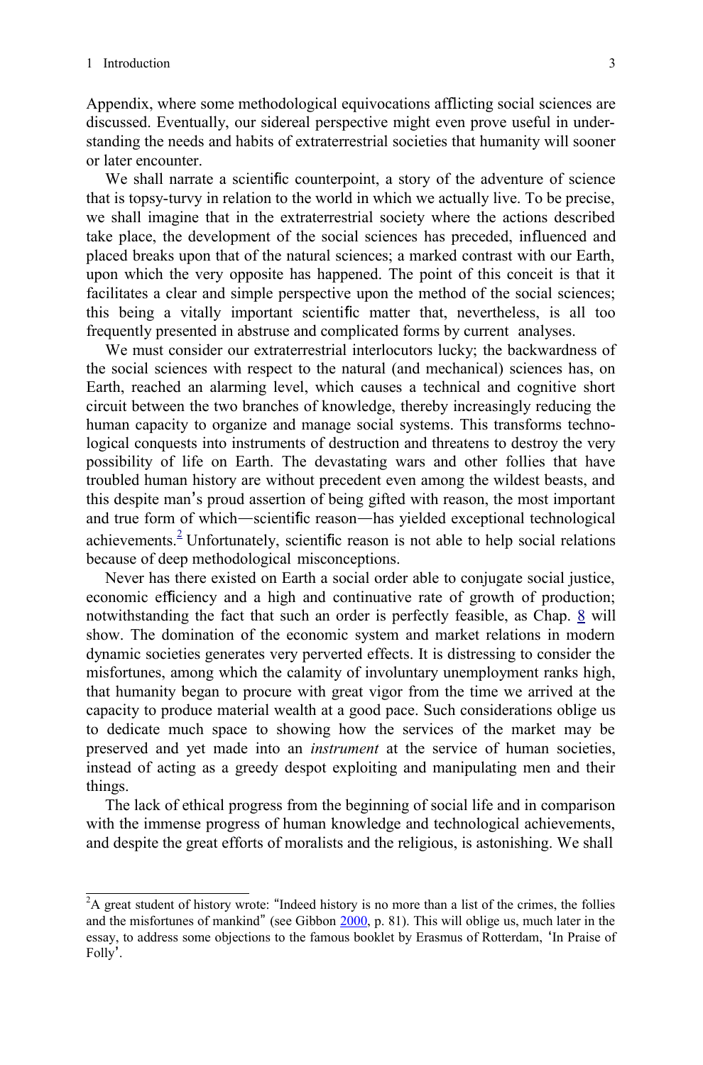Appendix, where some methodological equivocations afflicting social sciences are discussed. Eventually, our sidereal perspective might even prove useful in understanding the needs and habits of extraterrestrial societies that humanity will sooner or later encounter.

We shall narrate a scientific counterpoint, a story of the adventure of science that is topsy-turvy in relation to the world in which we actually live. To be precise, we shall imagine that in the extraterrestrial society where the actions described take place, the development of the social sciences has preceded, influenced and placed breaks upon that of the natural sciences; a marked contrast with our Earth, upon which the very opposite has happened. The point of this conceit is that it facilitates a clear and simple perspective upon the method of the social sciences; this being a vitally important scientific matter that, nevertheless, is all too frequently presented in abstruse and complicated forms by current analyses.

We must consider our extraterrestrial interlocutors lucky; the backwardness of the social sciences with respect to the natural (and mechanical) sciences has, on Earth, reached an alarming level, which causes a technical and cognitive short circuit between the two branches of knowledge, thereby increasingly reducing the human capacity to organize and manage social systems. This transforms technological conquests into instruments of destruction and threatens to destroy the very possibility of life on Earth. The devastating wars and other follies that have troubled human history are without precedent even among the wildest beasts, and this despite man's proud assertion of being gifted with reason, the most important and true form of which—scientific reason—has yielded exceptional technological achievements.[2] Unfortunately, scientific reason is not able to help social relations because of deep methodological misconceptions.

Never has there existed on Earth a social order able to conjugate social justice, economic efficiency and a high and continuative rate of growth of production; notwithstanding the fact that such an order is perfectly feasible, as Chap. 8 will show. The domination of the economic system and market relations in modern dynamic societies generates very perverted effects. It is distressing to consider the misfortunes, among which the calamity of involuntary unemployment ranks high, that humanity began to procure with great vigor from the time we arrived at the capacity to produce material wealth at a good pace. Such considerations oblige us to dedicate much space to showing how the services of the market may be preserved and yet made into an *instrument* at the service of human societies, instead of acting as a greedy despot exploiting and manipulating men and their things.

The lack of ethical progress from the beginning of social life and in comparison with the immense progress of human knowledge and technological achievements, and despite the great efforts of moralists and the religious, is astonishing. We shall

[2] A great student of history wrote: "Indeed history is no more than a list of the crimes, the follies and the misfortunes of mankind" (see Gibbon 2000, p. 81). This will oblige us, much later in the essay, to address some objections to the famous booklet by Erasmus of Rotterdam, 'In Praise of Folly'.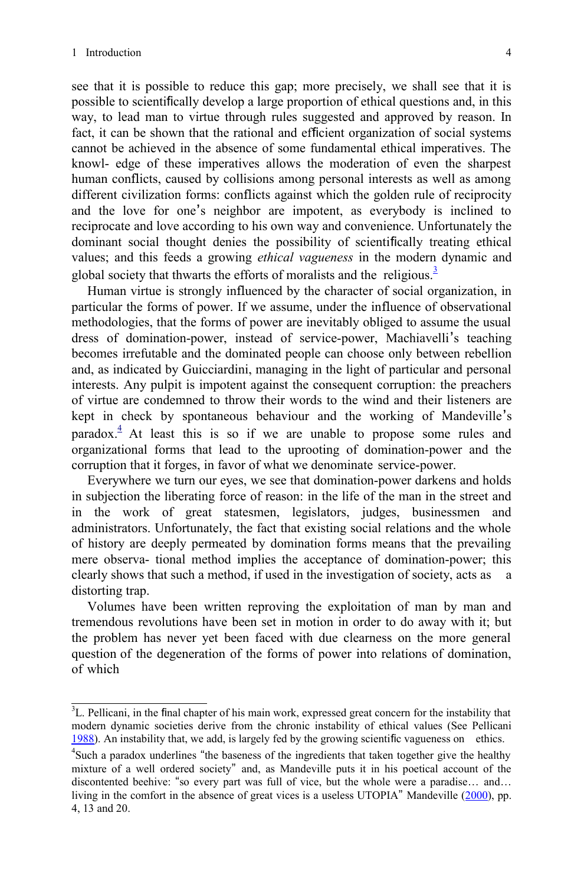see that it is possible to reduce this gap; more precisely, we shall see that it is possible to scientifically develop a large proportion of ethical questions and, in this way, to lead man to virtue through rules suggested and approved by reason. In fact, it can be shown that the rational and efficient organization of social systems cannot be achieved in the absence of some fundamental ethical imperatives. The knowl- edge of these imperatives allows the moderation of even the sharpest human conflicts, caused by collisions among personal interests as well as among different civilization forms: conflicts against which the golden rule of reciprocity and the love for one's neighbor are impotent, as everybody is inclined to reciprocate and love according to his own way and convenience. Unfortunately the dominant social thought denies the possibility of scientifically treating ethical values; and this feeds a growing *ethical vagueness* in the modern dynamic and global society that thwarts the efforts of moralists and the religious.[3]

Human virtue is strongly influenced by the character of social organization, in particular the forms of power. If we assume, under the influence of observational methodologies, that the forms of power are inevitably obliged to assume the usual dress of domination-power, instead of service-power, Machiavelli's teaching becomes irrefutable and the dominated people can choose only between rebellion and, as indicated by Guicciardini, managing in the light of particular and personal interests. Any pulpit is impotent against the consequent corruption: the preachers of virtue are condemned to throw their words to the wind and their listeners are kept in check by spontaneous behaviour and the working of Mandeville's paradox.[4] At least this is so if we are unable to propose some rules and organizational forms that lead to the uprooting of domination-power and the corruption that it forges, in favor of what we denominate service-power.

Everywhere we turn our eyes, we see that domination-power darkens and holds in subjection the liberating force of reason: in the life of the man in the street and in the work of great statesmen, legislators, judges, businessmen and administrators. Unfortunately, the fact that existing social relations and the whole of history are deeply permeated by domination forms means that the prevailing mere observa- tional method implies the acceptance of domination-power; this clearly shows that such a method, if used in the investigation of society, acts as a distorting trap.

Volumes have been written reproving the exploitation of man by man and tremendous revolutions have been set in motion in order to do away with it; but the problem has never yet been faced with due clearness on the more general question of the degeneration of the forms of power into relations of domination, of which

[3] L. Pellicani, in the final chapter of his main work, expressed great concern for the instability that modern dynamic societies derive from the chronic instability of ethical values (See Pellicani 1988). An instability that, we add, is largely fed by the growing scientific vagueness on ethics.

[4] Such a paradox underlines "the baseness of the ingredients that taken together give the healthy mixture of a well ordered society" and, as Mandeville puts it in his poetical account of the discontented beehive: "so every part was full of vice, but the whole were a paradise… and… living in the comfort in the absence of great vices is a useless UTOPIA" Mandeville (2000), pp. 4, 13 and 20.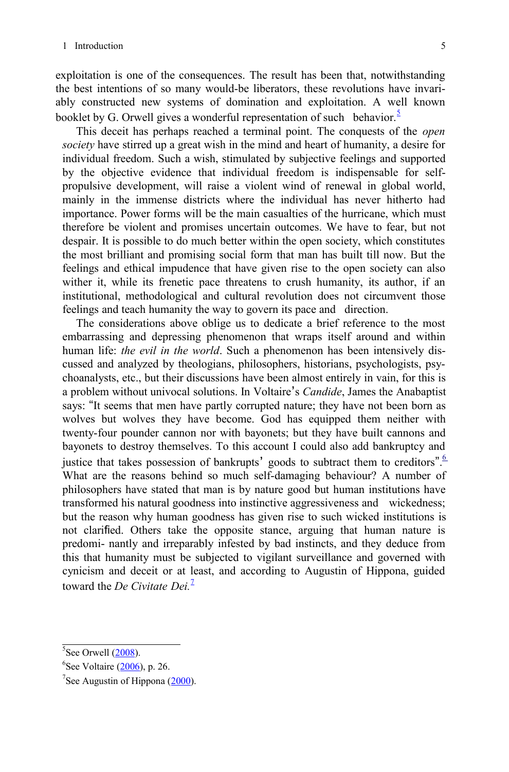exploitation is one of the consequences. The result has been that, notwithstanding the best intentions of so many would-be liberators, these revolutions have invariably constructed new systems of domination and exploitation. A well known booklet by G. Orwell gives a wonderful representation of such behavior.[5]

This deceit has perhaps reached a terminal point. The conquests of the *open society* have stirred up a great wish in the mind and heart of humanity, a desire for individual freedom. Such a wish, stimulated by subjective feelings and supported by the objective evidence that individual freedom is indispensable for self-propulsive development, will raise a violent wind of renewal in global world, mainly in the immense districts where the individual has never hitherto had importance. Power forms will be the main casualties of the hurricane, which must therefore be violent and promises uncertain outcomes. We have to fear, but not despair. It is possible to do much better within the open society, which constitutes the most brilliant and promising social form that man has built till now. But the feelings and ethical impudence that have given rise to the open society can also wither it, while its frenetic pace threatens to crush humanity, its author, if an institutional, methodological and cultural revolution does not circumvent those feelings and teach humanity the way to govern its pace and direction.

The considerations above oblige us to dedicate a brief reference to the most embarrassing and depressing phenomenon that wraps itself around and within human life: *the evil in the world*. Such a phenomenon has been intensively discussed and analyzed by theologians, philosophers, historians, psychologists, psychoanalysts, etc., but their discussions have been almost entirely in vain, for this is a problem without univocal solutions. In Voltaire's *Candide*, James the Anabaptist says: "It seems that men have partly corrupted nature; they have not been born as wolves but wolves they have become. God has equipped them neither with twenty-four pounder cannon nor with bayonets; but they have built cannons and bayonets to destroy themselves. To this account I could also add bankruptcy and justice that takes possession of bankrupts' goods to subtract them to creditors".[6] What are the reasons behind so much self-damaging behaviour? A number of philosophers have stated that man is by nature good but human institutions have transformed his natural goodness into instinctive aggressiveness and wickedness; but the reason why human goodness has given rise to such wicked institutions is not clarified. Others take the opposite stance, arguing that human nature is predomi- nantly and irreparably infested by bad instincts, and they deduce from this that humanity must be subjected to vigilant surveillance and governed with cynicism and deceit or at least, and according to Augustin of Hippona, guided toward the *De Civitate Dei*.[7]

---

[5] See Orwell (2008).

[6] See Voltaire (2006), p. 26.

[7] See Augustin of Hippona (2000).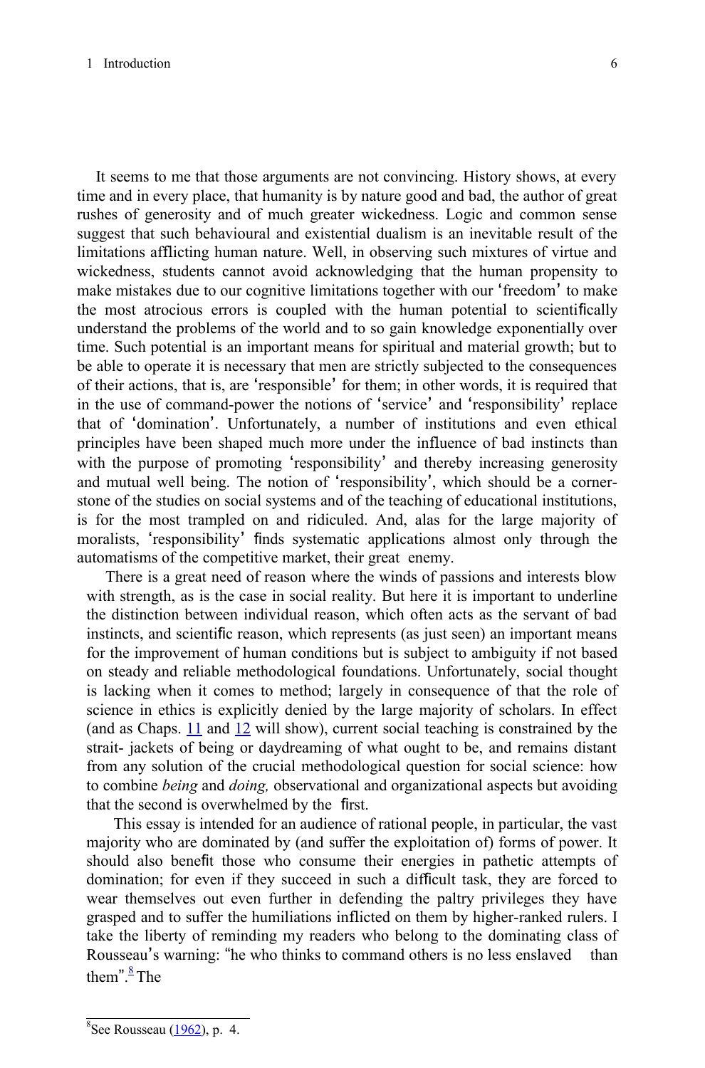It seems to me that those arguments are not convincing. History shows, at every time and in every place, that humanity is by nature good and bad, the author of great rushes of generosity and of much greater wickedness. Logic and common sense suggest that such behavioural and existential dualism is an inevitable result of the limitations afflicting human nature. Well, in observing such mixtures of virtue and wickedness, students cannot avoid acknowledging that the human propensity to make mistakes due to our cognitive limitations together with our 'freedom' to make the most atrocious errors is coupled with the human potential to scientifically understand the problems of the world and to so gain knowledge exponentially over time. Such potential is an important means for spiritual and material growth; but to be able to operate it is necessary that men are strictly subjected to the consequences of their actions, that is, are 'responsible' for them; in other words, it is required that in the use of command-power the notions of 'service' and 'responsibility' replace that of 'domination'. Unfortunately, a number of institutions and even ethical principles have been shaped much more under the influence of bad instincts than with the purpose of promoting 'responsibility' and thereby increasing generosity and mutual well being. The notion of 'responsibility', which should be a corner-stone of the studies on social systems and of the teaching of educational institutions, is for the most trampled on and ridiculed. And, alas for the large majority of moralists, 'responsibility' finds systematic applications almost only through the automatisms of the competitive market, their great enemy.

There is a great need of reason where the winds of passions and interests blow with strength, as is the case in social reality. But here it is important to underline the distinction between individual reason, which often acts as the servant of bad instincts, and scientific reason, which represents (as just seen) an important means for the improvement of human conditions but is subject to ambiguity if not based on steady and reliable methodological foundations. Unfortunately, social thought is lacking when it comes to method; largely in consequence of that the role of science in ethics is explicitly denied by the large majority of scholars. In effect (and as Chaps. 11 and 12 will show), current social teaching is constrained by the strait- jackets of being or daydreaming of what ought to be, and remains distant from any solution of the crucial methodological question for social science: how to combine *being* and *doing,* observational and organizational aspects but avoiding that the second is overwhelmed by the first.

This essay is intended for an audience of rational people, in particular, the vast majority who are dominated by (and suffer the exploitation of) forms of power. It should also benefit those who consume their energies in pathetic attempts of domination; for even if they succeed in such a difficult task, they are forced to wear themselves out even further in defending the paltry privileges they have grasped and to suffer the humiliations inflicted on them by higher-ranked rulers. I take the liberty of reminding my readers who belong to the dominating class of Rousseau's warning: "he who thinks to command others is no less enslaved than them".[8] The

[8] See Rousseau (1962), p. 4.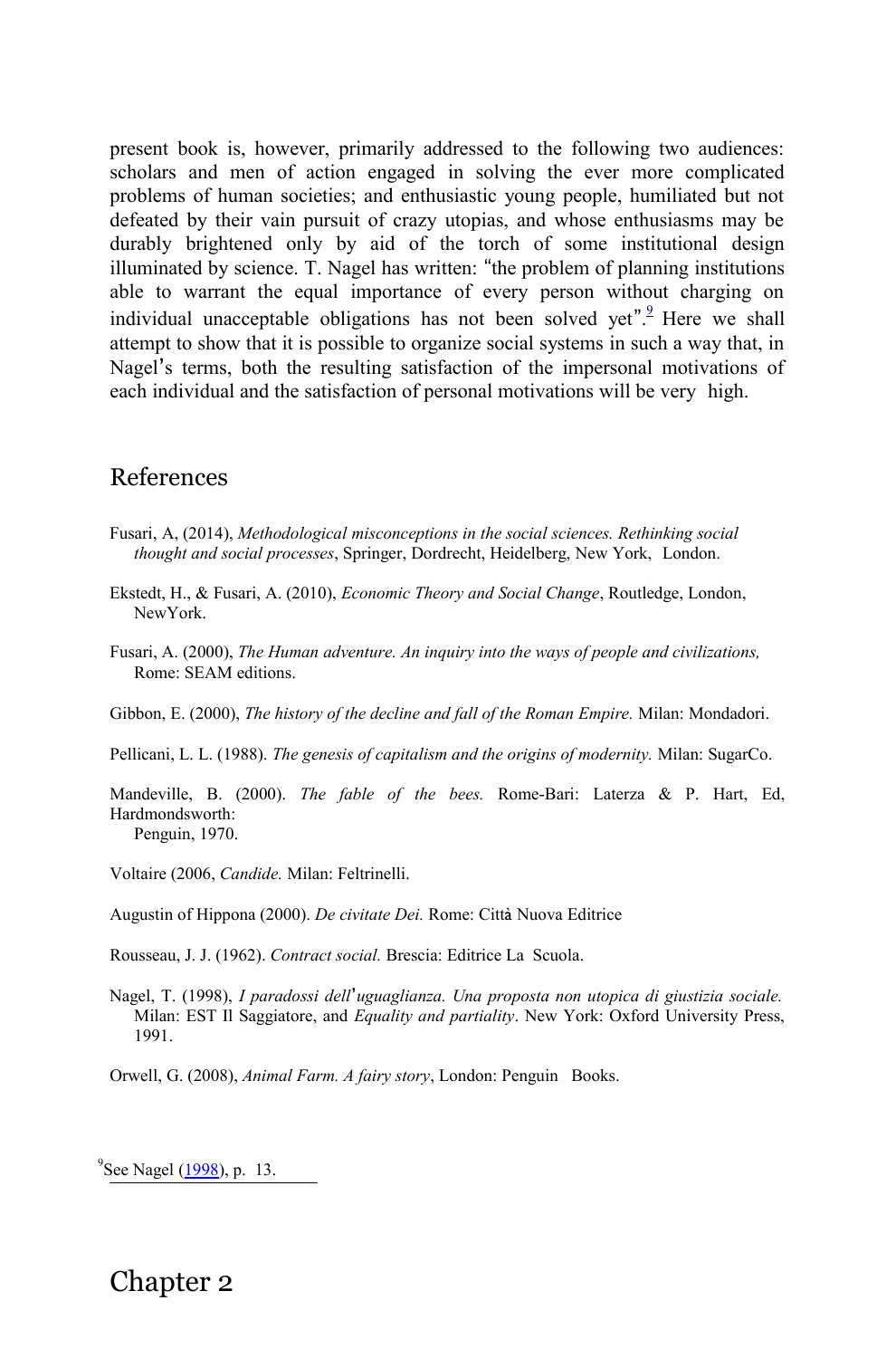present book is, however, primarily addressed to the following two audiences: scholars and men of action engaged in solving the ever more complicated problems of human societies; and enthusiastic young people, humiliated but not defeated by their vain pursuit of crazy utopias, and whose enthusiasms may be durably brightened only by aid of the torch of some institutional design illuminated by science. T. Nagel has written: "the problem of planning institutions able to warrant the equal importance of every person without charging on individual unacceptable obligations has not been solved yet".[9] Here we shall attempt to show that it is possible to organize social systems in such a way that, in Nagel's terms, both the resulting satisfaction of the impersonal motivations of each individual and the satisfaction of personal motivations will be very high.

## References

Fusari, A, (2014), *Methodological misconceptions in the social sciences. Rethinking social thought and social processes*, Springer, Dordrecht, Heidelberg, New York, London.

Ekstedt, H., & Fusari, A. (2010), *Economic Theory and Social Change*, Routledge, London, NewYork.

Fusari, A. (2000), *The Human adventure. An inquiry into the ways of people and civilizations,* Rome: SEAM editions.

Gibbon, E. (2000), *The history of the decline and fall of the Roman Empire.* Milan: Mondadori.

Pellicani, L. L. (1988). *The genesis of capitalism and the origins of modernity.* Milan: SugarCo.

Mandeville, B. (2000). *The fable of the bees.* Rome-Bari: Laterza & P. Hart, Ed, Hardmondsworth: Penguin, 1970.

Voltaire (2006, *Candide.* Milan: Feltrinelli.

Augustin of Hippona (2000). *De civitate Dei.* Rome: Città Nuova Editrice

Rousseau, J. J. (1962). *Contract social.* Brescia: Editrice La Scuola.

Nagel, T. (1998), *I paradossi dell'uguaglianza. Una proposta non utopica di giustizia sociale.* Milan: EST Il Saggiatore, and *Equality and partiality*. New York: Oxford University Press, 1991.

Orwell, G. (2008), *Animal Farm. A fairy story*, London: Penguin Books.

[9] See Nagel (1998), p. 13.

# Chapter 2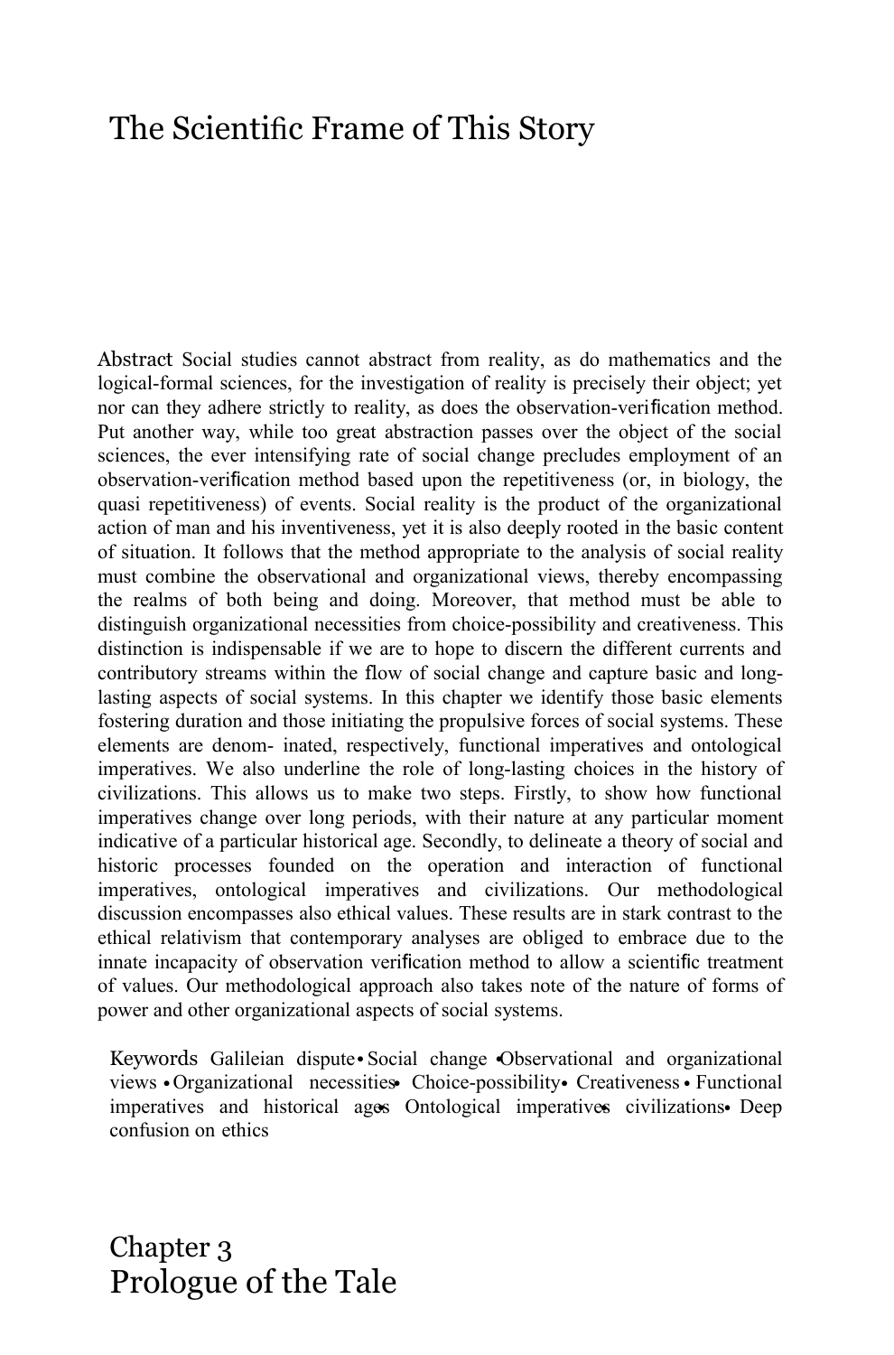# The Scientific Frame of This Story

**Abstract** Social studies cannot abstract from reality, as do mathematics and the logical-formal sciences, for the investigation of reality is precisely their object; yet nor can they adhere strictly to reality, as does the observation-verification method. Put another way, while too great abstraction passes over the object of the social sciences, the ever intensifying rate of social change precludes employment of an observation-verification method based upon the repetitiveness (or, in biology, the quasi repetitiveness) of events. Social reality is the product of the organizational action of man and his inventiveness, yet it is also deeply rooted in the basic content of situation. It follows that the method appropriate to the analysis of social reality must combine the observational and organizational views, thereby encompassing the realms of both being and doing. Moreover, that method must be able to distinguish organizational necessities from choice-possibility and creativeness. This distinction is indispensable if we are to hope to discern the different currents and contributory streams within the flow of social change and capture basic and long-lasting aspects of social systems. In this chapter we identify those basic elements fostering duration and those initiating the propulsive forces of social systems. These elements are denom- inated, respectively, functional imperatives and ontological imperatives. We also underline the role of long-lasting choices in the history of civilizations. This allows us to make two steps. Firstly, to show how functional imperatives change over long periods, with their nature at any particular moment indicative of a particular historical age. Secondly, to delineate a theory of social and historic processes founded on the operation and interaction of functional imperatives, ontological imperatives and civilizations. Our methodological discussion encompasses also ethical values. These results are in stark contrast to the ethical relativism that contemporary analyses are obliged to embrace due to the innate incapacity of observation verification method to allow a scientific treatment of values. Our methodological approach also takes note of the nature of forms of power and other organizational aspects of social systems.

**Keywords** Galileian dispute • Social change • Observational and organizational views • Organizational necessities • Choice-possibility • Creativeness • Functional imperatives and historical ages • Ontological imperatives • civilizations • Deep confusion on ethics

# Chapter 3
# Prologue of the Tale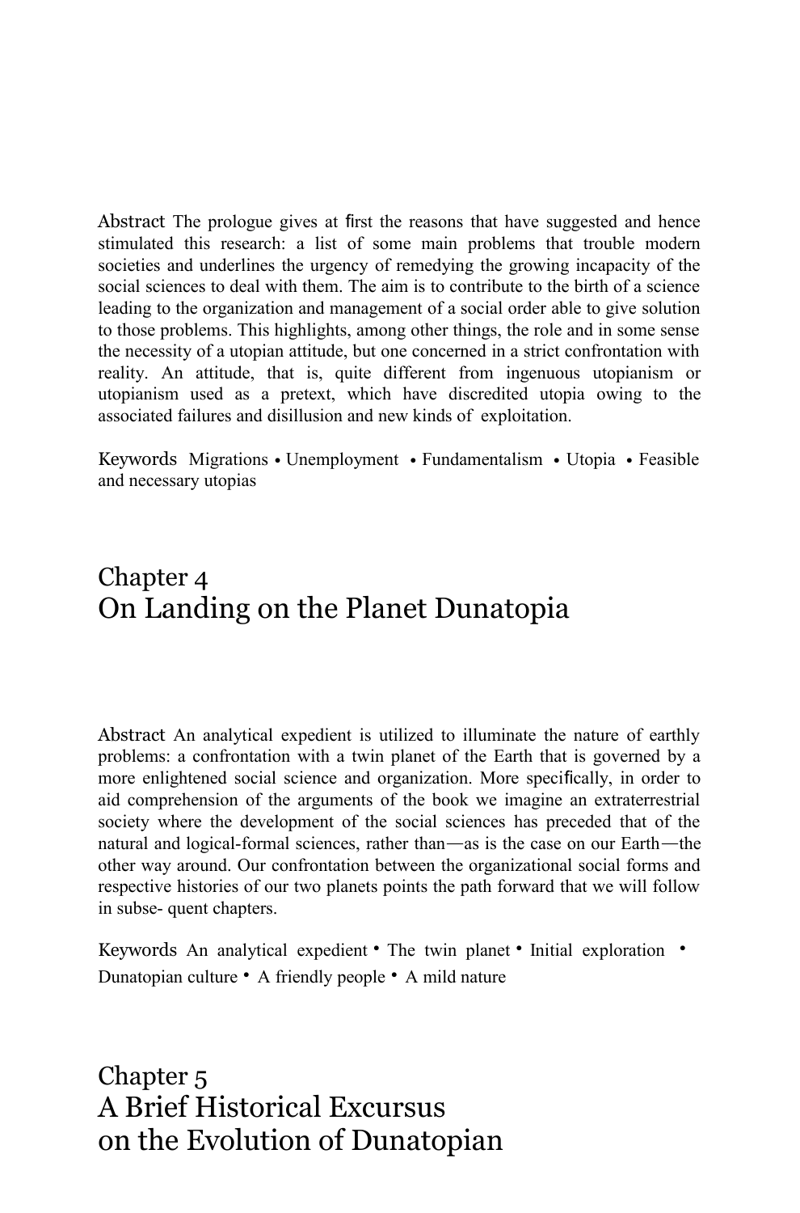**Abstract** The prologue gives at first the reasons that have suggested and hence stimulated this research: a list of some main problems that trouble modern societies and underlines the urgency of remedying the growing incapacity of the social sciences to deal with them. The aim is to contribute to the birth of a science leading to the organization and management of a social order able to give solution to those problems. This highlights, among other things, the role and in some sense the necessity of a utopian attitude, but one concerned in a strict confrontation with reality. An attitude, that is, quite different from ingenuous utopianism or utopianism used as a pretext, which have discredited utopia owing to the associated failures and disillusion and new kinds of exploitation.

**Keywords** Migrations • Unemployment • Fundamentalism • Utopia • Feasible and necessary utopias

# Chapter 4
# On Landing on the Planet Dunatopia

**Abstract** An analytical expedient is utilized to illuminate the nature of earthly problems: a confrontation with a twin planet of the Earth that is governed by a more enlightened social science and organization. More specifically, in order to aid comprehension of the arguments of the book we imagine an extraterrestrial society where the development of the social sciences has preceded that of the natural and logical-formal sciences, rather than—as is the case on our Earth—the other way around. Our confrontation between the organizational social forms and respective histories of our two planets points the path forward that we will follow in subse- quent chapters.

**Keywords** An analytical expedient • The twin planet • Initial exploration • Dunatopian culture • A friendly people • A mild nature

# Chapter 5
# A Brief Historical Excursus on the Evolution of Dunatopian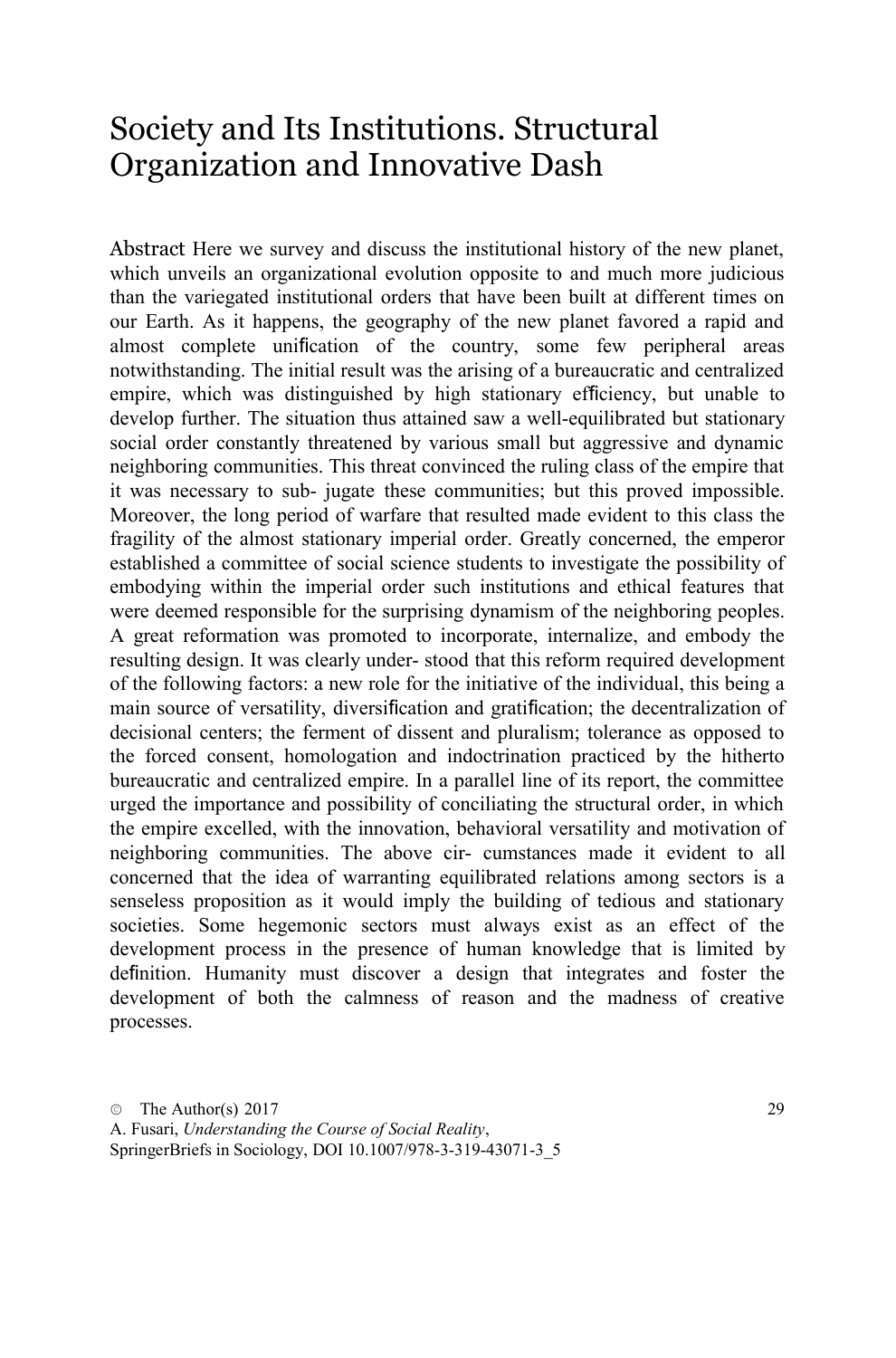# Society and Its Institutions. Structural Organization and Innovative Dash

**Abstract** Here we survey and discuss the institutional history of the new planet, which unveils an organizational evolution opposite to and much more judicious than the variegated institutional orders that have been built at different times on our Earth. As it happens, the geography of the new planet favored a rapid and almost complete unification of the country, some few peripheral areas notwithstanding. The initial result was the arising of a bureaucratic and centralized empire, which was distinguished by high stationary efficiency, but unable to develop further. The situation thus attained saw a well-equilibrated but stationary social order constantly threatened by various small but aggressive and dynamic neighboring communities. This threat convinced the ruling class of the empire that it was necessary to sub- jugate these communities; but this proved impossible. Moreover, the long period of warfare that resulted made evident to this class the fragility of the almost stationary imperial order. Greatly concerned, the emperor established a committee of social science students to investigate the possibility of embodying within the imperial order such institutions and ethical features that were deemed responsible for the surprising dynamism of the neighboring peoples. A great reformation was promoted to incorporate, internalize, and embody the resulting design. It was clearly under- stood that this reform required development of the following factors: a new role for the initiative of the individual, this being a main source of versatility, diversification and gratification; the decentralization of decisional centers; the ferment of dissent and pluralism; tolerance as opposed to the forced consent, homologation and indoctrination practiced by the hitherto bureaucratic and centralized empire. In a parallel line of its report, the committee urged the importance and possibility of conciliating the structural order, in which the empire excelled, with the innovation, behavioral versatility and motivation of neighboring communities. The above cir- cumstances made it evident to all concerned that the idea of warranting equilibrated relations among sectors is a senseless proposition as it would imply the building of tedious and stationary societies. Some hegemonic sectors must always exist as an effect of the development process in the presence of human knowledge that is limited by definition. Humanity must discover a design that integrates and foster the development of both the calmness of reason and the madness of creative processes.

© The Author(s) 2017
A. Fusari, *Understanding the Course of Social Reality*,
SpringerBriefs in Sociology, DOI 10.1007/978-3-319-43071-3_5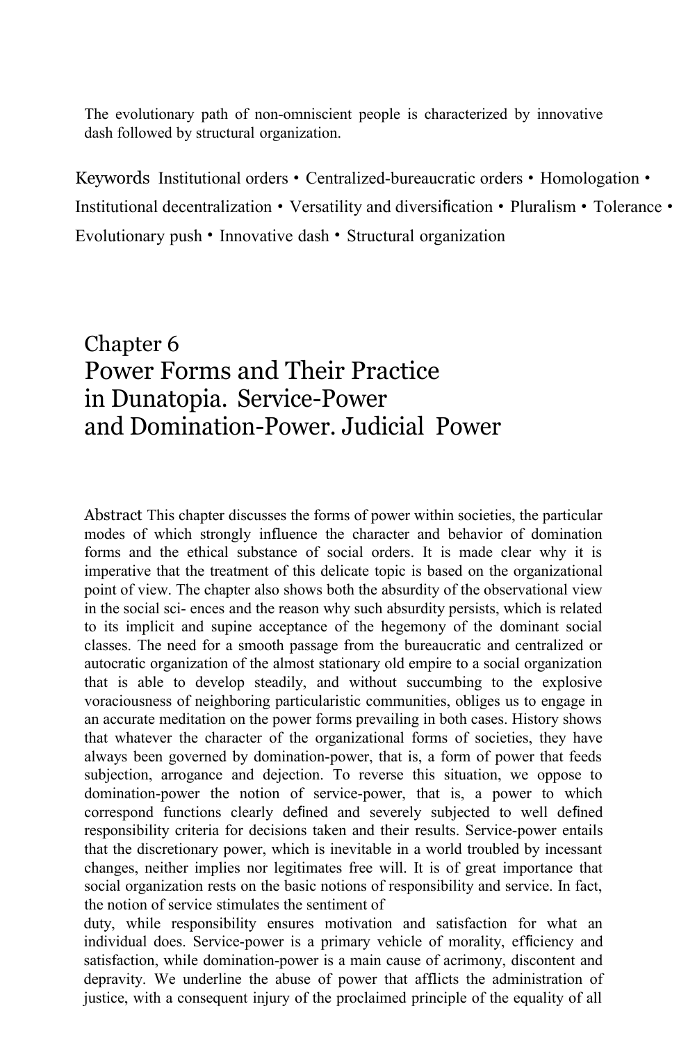The evolutionary path of non-omniscient people is characterized by innovative dash followed by structural organization.

**Keywords** Institutional orders • Centralized-bureaucratic orders • Homologation • Institutional decentralization • Versatility and diversification • Pluralism • Tolerance • Evolutionary push • Innovative dash • Structural organization

# Chapter 6
# Power Forms and Their Practice in Dunatopia. Service-Power and Domination-Power. Judicial Power

**Abstract** This chapter discusses the forms of power within societies, the particular modes of which strongly influence the character and behavior of domination forms and the ethical substance of social orders. It is made clear why it is imperative that the treatment of this delicate topic is based on the organizational point of view. The chapter also shows both the absurdity of the observational view in the social sci- ences and the reason why such absurdity persists, which is related to its implicit and supine acceptance of the hegemony of the dominant social classes. The need for a smooth passage from the bureaucratic and centralized or autocratic organization of the almost stationary old empire to a social organization that is able to develop steadily, and without succumbing to the explosive voraciousness of neighboring particularistic communities, obliges us to engage in an accurate meditation on the power forms prevailing in both cases. History shows that whatever the character of the organizational forms of societies, they have always been governed by domination-power, that is, a form of power that feeds subjection, arrogance and dejection. To reverse this situation, we oppose to domination-power the notion of service-power, that is, a power to which correspond functions clearly defined and severely subjected to well defined responsibility criteria for decisions taken and their results. Service-power entails that the discretionary power, which is inevitable in a world troubled by incessant changes, neither implies nor legitimates free will. It is of great importance that social organization rests on the basic notions of responsibility and service. In fact, the notion of service stimulates the sentiment of duty, while responsibility ensures motivation and satisfaction for what an individual does. Service-power is a primary vehicle of morality, efficiency and satisfaction, while domination-power is a main cause of acrimony, discontent and depravity. We underline the abuse of power that afflicts the administration of justice, with a consequent injury of the proclaimed principle of the equality of all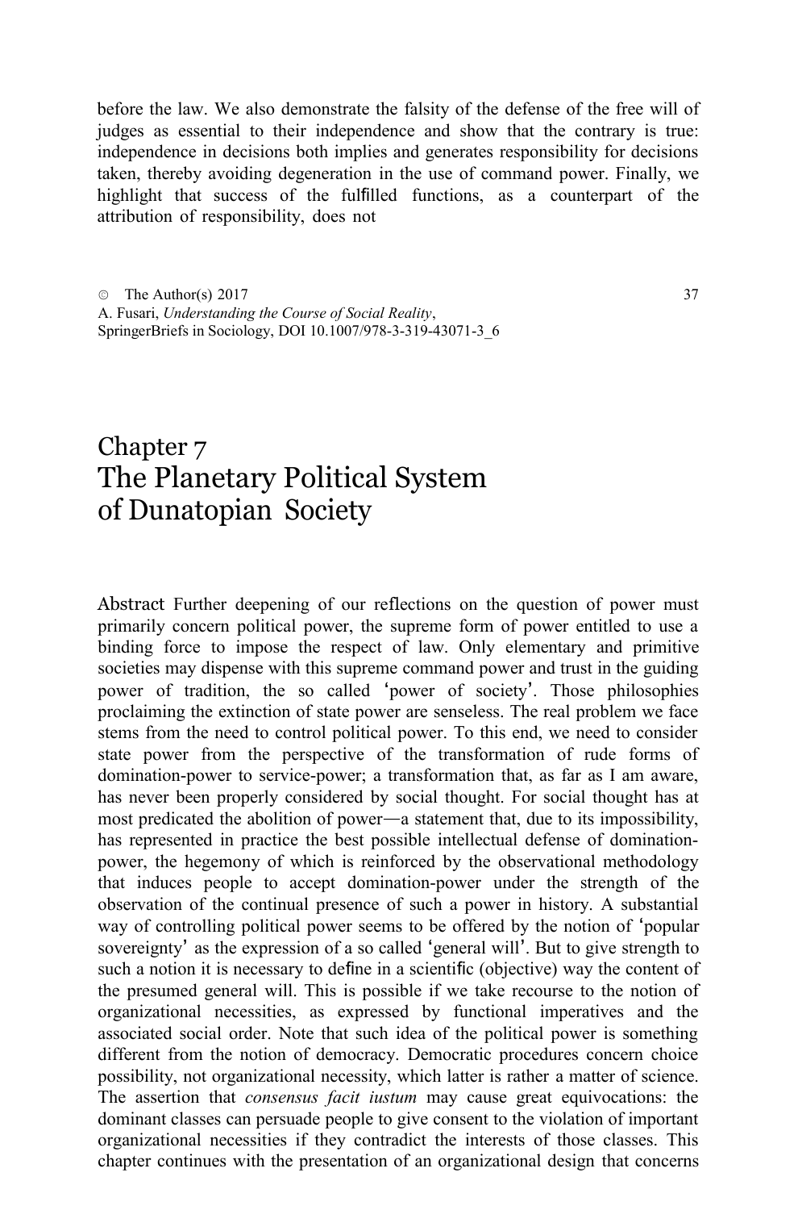before the law. We also demonstrate the falsity of the defense of the free will of judges as essential to their independence and show that the contrary is true: independence in decisions both implies and generates responsibility for decisions taken, thereby avoiding degeneration in the use of command power. Finally, we highlight that success of the fulfilled functions, as a counterpart of the attribution of responsibility, does not

© The Author(s) 2017
A. Fusari, *Understanding the Course of Social Reality*,
SpringerBriefs in Sociology, DOI 10.1007/978-3-319-43071-3_6

# Chapter 7
# The Planetary Political System of Dunatopian Society

**Abstract** Further deepening of our reflections on the question of power must primarily concern political power, the supreme form of power entitled to use a binding force to impose the respect of law. Only elementary and primitive societies may dispense with this supreme command power and trust in the guiding power of tradition, the so called 'power of society'. Those philosophies proclaiming the extinction of state power are senseless. The real problem we face stems from the need to control political power. To this end, we need to consider state power from the perspective of the transformation of rude forms of domination-power to service-power; a transformation that, as far as I am aware, has never been properly considered by social thought. For social thought has at most predicated the abolition of power—a statement that, due to its impossibility, has represented in practice the best possible intellectual defense of domination-power, the hegemony of which is reinforced by the observational methodology that induces people to accept domination-power under the strength of the observation of the continual presence of such a power in history. A substantial way of controlling political power seems to be offered by the notion of 'popular sovereignty' as the expression of a so called 'general will'. But to give strength to such a notion it is necessary to define in a scientific (objective) way the content of the presumed general will. This is possible if we take recourse to the notion of organizational necessities, as expressed by functional imperatives and the associated social order. Note that such idea of the political power is something different from the notion of democracy. Democratic procedures concern choice possibility, not organizational necessity, which latter is rather a matter of science. The assertion that *consensus facit iustum* may cause great equivocations: the dominant classes can persuade people to give consent to the violation of important organizational necessities if they contradict the interests of those classes. This chapter continues with the presentation of an organizational design that concerns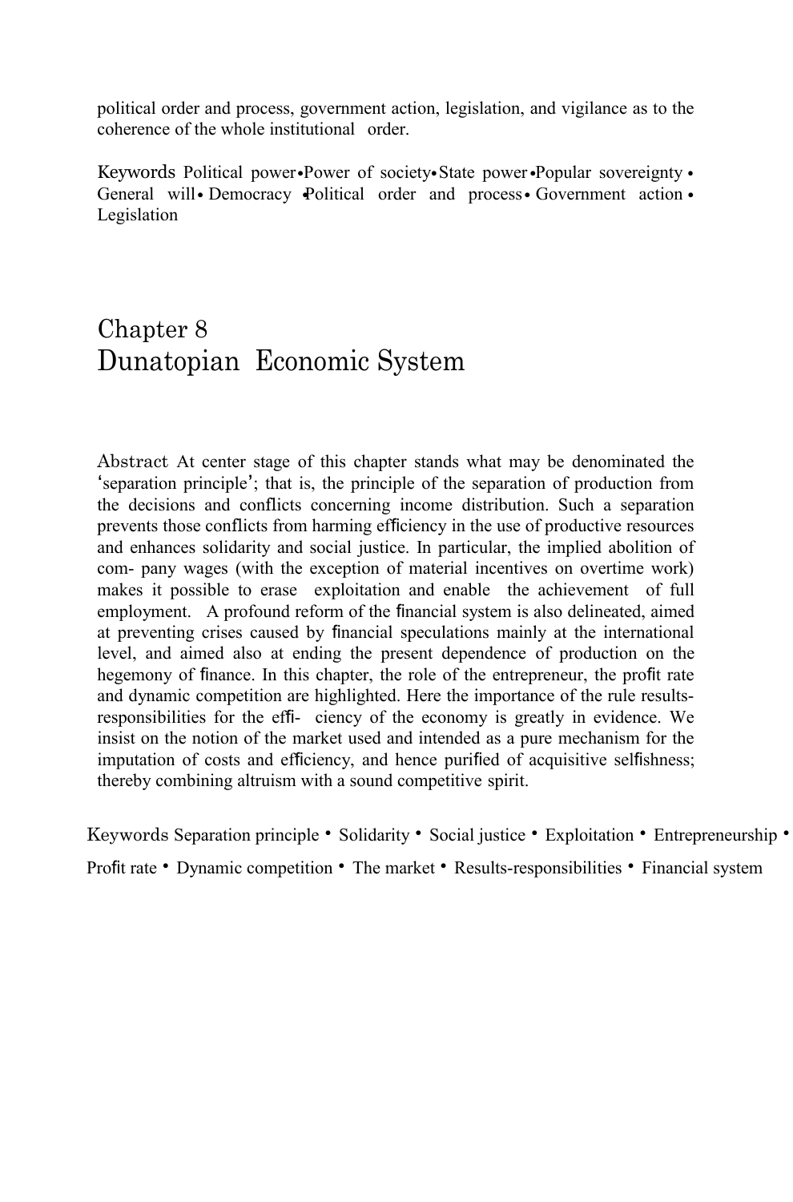political order and process, government action, legislation, and vigilance as to the coherence of the whole institutional order.

**Keywords** Political power • Power of society • State power • Popular sovereignty • General will • Democracy • Political order and process • Government action • Legislation

# Chapter 8
# Dunatopian Economic System

**Abstract** At center stage of this chapter stands what may be denominated the 'separation principle'; that is, the principle of the separation of production from the decisions and conflicts concerning income distribution. Such a separation prevents those conflicts from harming efficiency in the use of productive resources and enhances solidarity and social justice. In particular, the implied abolition of com- pany wages (with the exception of material incentives on overtime work) makes it possible to erase exploitation and enable the achievement of full employment. A profound reform of the financial system is also delineated, aimed at preventing crises caused by financial speculations mainly at the international level, and aimed also at ending the present dependence of production on the hegemony of finance. In this chapter, the role of the entrepreneur, the profit rate and dynamic competition are highlighted. Here the importance of the rule results-responsibilities for the effi- ciency of the economy is greatly in evidence. We insist on the notion of the market used and intended as a pure mechanism for the imputation of costs and efficiency, and hence purified of acquisitive selfishness; thereby combining altruism with a sound competitive spirit.

**Keywords** Separation principle • Solidarity • Social justice • Exploitation • Entrepreneurship • Profit rate • Dynamic competition • The market • Results-responsibilities • Financial system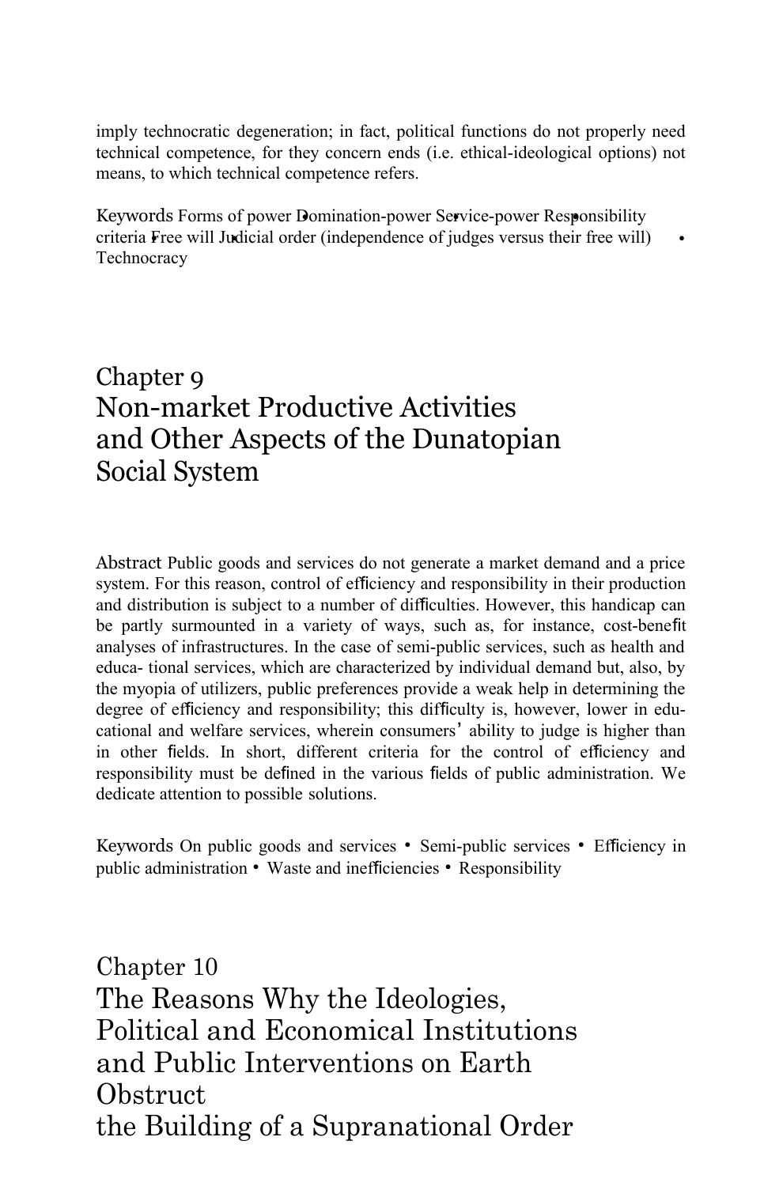imply technocratic degeneration; in fact, political functions do not properly need technical competence, for they concern ends (i.e. ethical-ideological options) not means, to which technical competence refers.

**Keywords** Forms of power • Domination-power • Service-power • Responsibility criteria • Free will • Judicial order (independence of judges versus their free will) • Technocracy

# Chapter 9
# Non-market Productive Activities and Other Aspects of the Dunatopian Social System

**Abstract** Public goods and services do not generate a market demand and a price system. For this reason, control of efficiency and responsibility in their production and distribution is subject to a number of difficulties. However, this handicap can be partly surmounted in a variety of ways, such as, for instance, cost-benefit analyses of infrastructures. In the case of semi-public services, such as health and educa- tional services, which are characterized by individual demand but, also, by the myopia of utilizers, public preferences provide a weak help in determining the degree of efficiency and responsibility; this difficulty is, however, lower in edu- cational and welfare services, wherein consumers' ability to judge is higher than in other fields. In short, different criteria for the control of efficiency and responsibility must be defined in the various fields of public administration. We dedicate attention to possible solutions.

**Keywords** On public goods and services • Semi-public services • Efficiency in public administration • Waste and inefficiencies • Responsibility

# Chapter 10
# The Reasons Why the Ideologies, Political and Economical Institutions and Public Interventions on Earth Obstruct the Building of a Supranational Order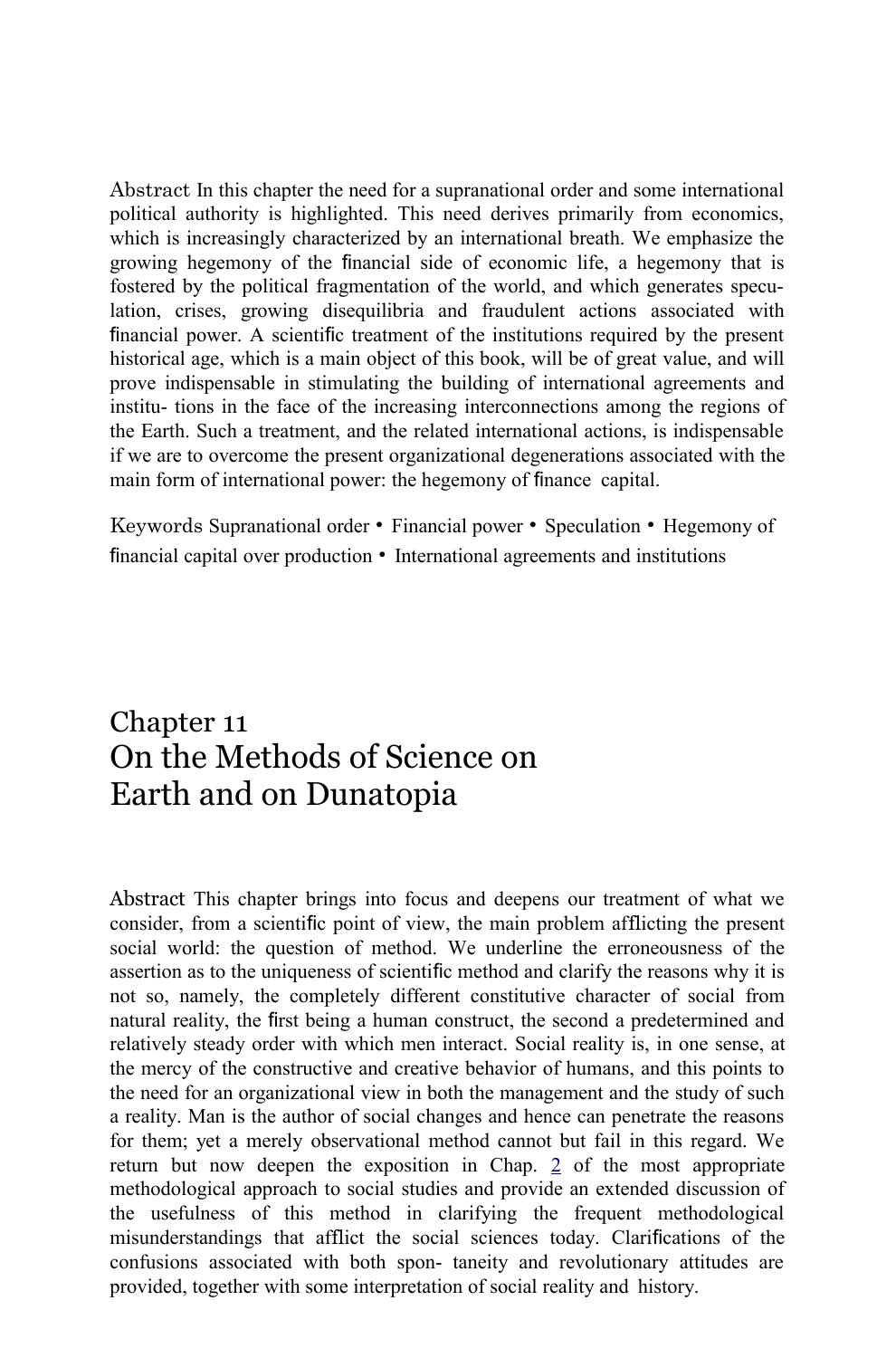**Abstract** In this chapter the need for a supranational order and some international political authority is highlighted. This need derives primarily from economics, which is increasingly characterized by an international breath. We emphasize the growing hegemony of the financial side of economic life, a hegemony that is fostered by the political fragmentation of the world, and which generates speculation, crises, growing disequilibria and fraudulent actions associated with financial power. A scientific treatment of the institutions required by the present historical age, which is a main object of this book, will be of great value, and will prove indispensable in stimulating the building of international agreements and institu- tions in the face of the increasing interconnections among the regions of the Earth. Such a treatment, and the related international actions, is indispensable if we are to overcome the present organizational degenerations associated with the main form of international power: the hegemony of finance capital.

**Keywords** Supranational order • Financial power • Speculation • Hegemony of financial capital over production • International agreements and institutions

# Chapter 11
# On the Methods of Science on Earth and on Dunatopia

**Abstract** This chapter brings into focus and deepens our treatment of what we consider, from a scientific point of view, the main problem afflicting the present social world: the question of method. We underline the erroneousness of the assertion as to the uniqueness of scientific method and clarify the reasons why it is not so, namely, the completely different constitutive character of social from natural reality, the first being a human construct, the second a predetermined and relatively steady order with which men interact. Social reality is, in one sense, at the mercy of the constructive and creative behavior of humans, and this points to the need for an organizational view in both the management and the study of such a reality. Man is the author of social changes and hence can penetrate the reasons for them; yet a merely observational method cannot but fail in this regard. We return but now deepen the exposition in Chap. 2 of the most appropriate methodological approach to social studies and provide an extended discussion of the usefulness of this method in clarifying the frequent methodological misunderstandings that afflict the social sciences today. Clarifications of the confusions associated with both spon- taneity and revolutionary attitudes are provided, together with some interpretation of social reality and history.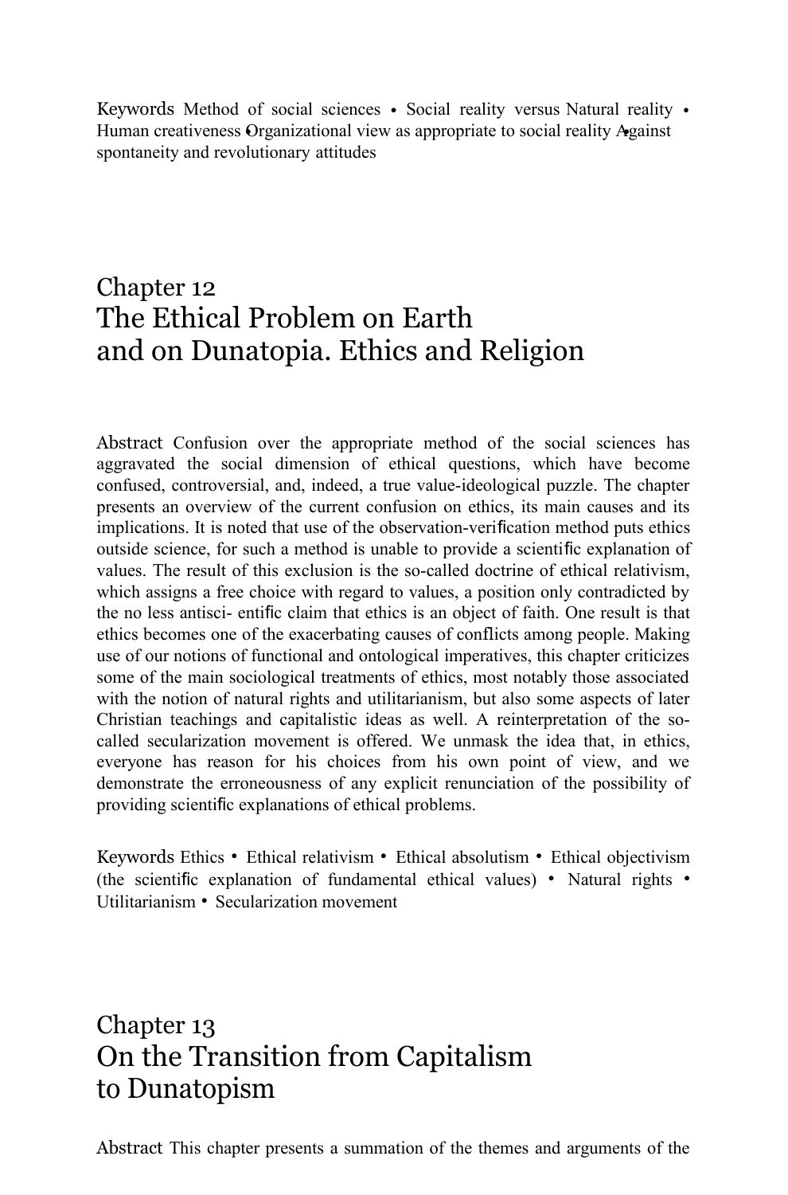**Keywords** Method of social sciences • Social reality versus Natural reality • Human creativeness • Organizational view as appropriate to social reality • Against spontaneity and revolutionary attitudes

## Chapter 12
# The Ethical Problem on Earth and on Dunatopia. Ethics and Religion

**Abstract** Confusion over the appropriate method of the social sciences has aggravated the social dimension of ethical questions, which have become confused, controversial, and, indeed, a true value-ideological puzzle. The chapter presents an overview of the current confusion on ethics, its main causes and its implications. It is noted that use of the observation-verification method puts ethics outside science, for such a method is unable to provide a scientific explanation of values. The result of this exclusion is the so-called doctrine of ethical relativism, which assigns a free choice with regard to values, a position only contradicted by the no less antisci- entific claim that ethics is an object of faith. One result is that ethics becomes one of the exacerbating causes of conflicts among people. Making use of our notions of functional and ontological imperatives, this chapter criticizes some of the main sociological treatments of ethics, most notably those associated with the notion of natural rights and utilitarianism, but also some aspects of later Christian teachings and capitalistic ideas as well. A reinterpretation of the so-called secularization movement is offered. We unmask the idea that, in ethics, everyone has reason for his choices from his own point of view, and we demonstrate the erroneousness of any explicit renunciation of the possibility of providing scientific explanations of ethical problems.

**Keywords** Ethics • Ethical relativism • Ethical absolutism • Ethical objectivism (the scientific explanation of fundamental ethical values) • Natural rights • Utilitarianism • Secularization movement

## Chapter 13
# On the Transition from Capitalism to Dunatopism

**Abstract** This chapter presents a summation of the themes and arguments of the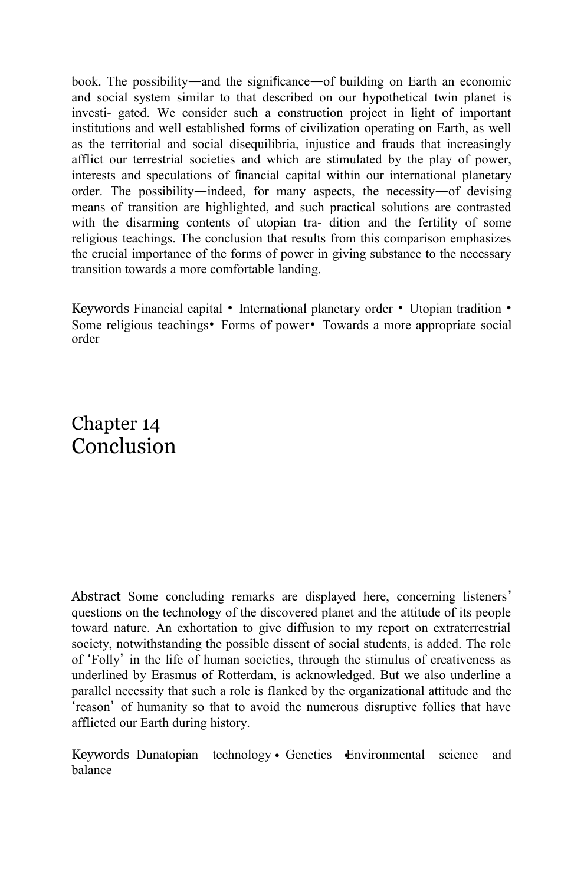book. The possibility—and the significance—of building on Earth an economic and social system similar to that described on our hypothetical twin planet is investi- gated. We consider such a construction project in light of important institutions and well established forms of civilization operating on Earth, as well as the territorial and social disequilibria, injustice and frauds that increasingly afflict our terrestrial societies and which are stimulated by the play of power, interests and speculations of financial capital within our international planetary order. The possibility—indeed, for many aspects, the necessity—of devising means of transition are highlighted, and such practical solutions are contrasted with the disarming contents of utopian tra- dition and the fertility of some religious teachings. The conclusion that results from this comparison emphasizes the crucial importance of the forms of power in giving substance to the necessary transition towards a more comfortable landing.

Keywords Financial capital • International planetary order • Utopian tradition • Some religious teachings • Forms of power • Towards a more appropriate social order

# Chapter 14
# Conclusion

Abstract Some concluding remarks are displayed here, concerning listeners' questions on the technology of the discovered planet and the attitude of its people toward nature. An exhortation to give diffusion to my report on extraterrestrial society, notwithstanding the possible dissent of social students, is added. The role of 'Folly' in the life of human societies, through the stimulus of creativeness as underlined by Erasmus of Rotterdam, is acknowledged. But we also underline a parallel necessity that such a role is flanked by the organizational attitude and the 'reason' of humanity so that to avoid the numerous disruptive follies that have afflicted our Earth during history.

Keywords Dunatopian technology • Genetics • Environmental science and balance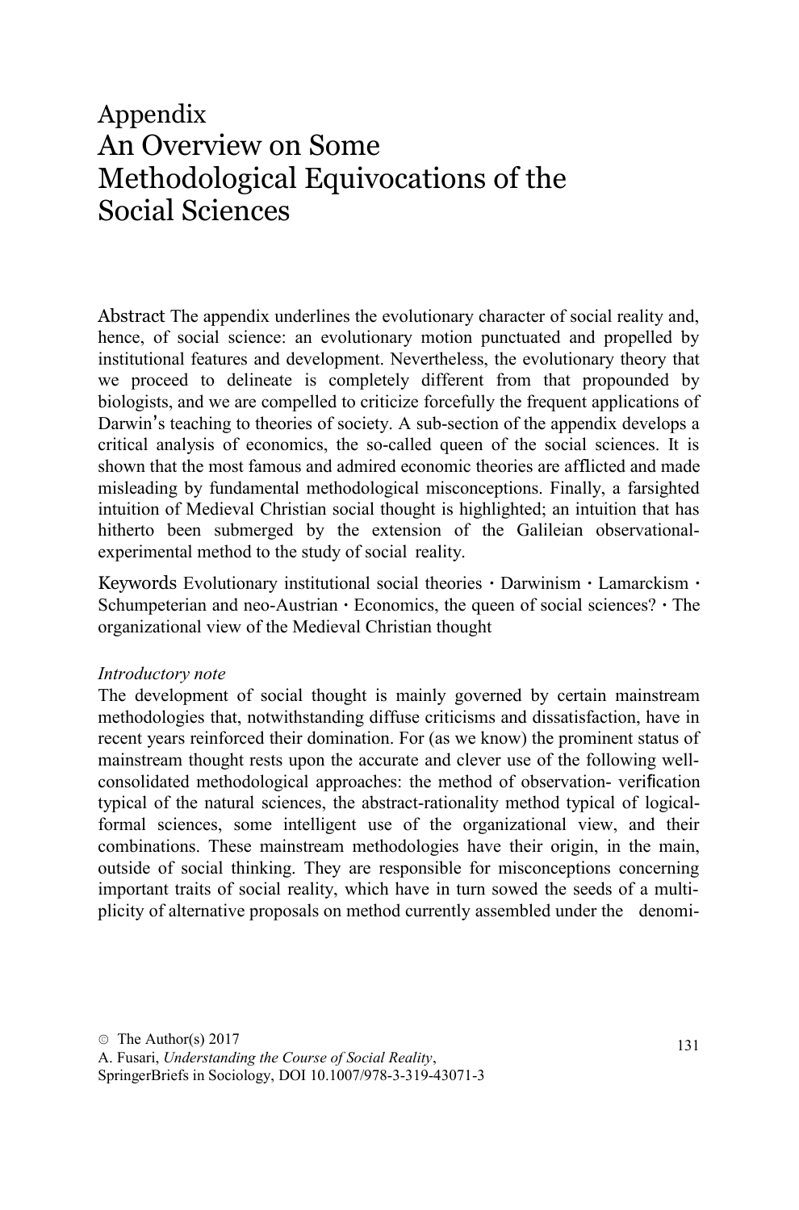# Appendix
# An Overview on Some Methodological Equivocations of the Social Sciences

**Abstract** The appendix underlines the evolutionary character of social reality and, hence, of social science: an evolutionary motion punctuated and propelled by institutional features and development. Nevertheless, the evolutionary theory that we proceed to delineate is completely different from that propounded by biologists, and we are compelled to criticize forcefully the frequent applications of Darwin's teaching to theories of society. A sub-section of the appendix develops a critical analysis of economics, the so-called queen of the social sciences. It is shown that the most famous and admired economic theories are afflicted and made misleading by fundamental methodological misconceptions. Finally, a farsighted intuition of Medieval Christian social thought is highlighted; an intuition that has hitherto been submerged by the extension of the Galileian observational-experimental method to the study of social reality.

**Keywords** Evolutionary institutional social theories · Darwinism · Lamarckism · Schumpeterian and neo-Austrian · Economics, the queen of social sciences? · The organizational view of the Medieval Christian thought

*Introductory note*

The development of social thought is mainly governed by certain mainstream methodologies that, notwithstanding diffuse criticisms and dissatisfaction, have in recent years reinforced their domination. For (as we know) the prominent status of mainstream thought rests upon the accurate and clever use of the following well-consolidated methodological approaches: the method of observation- verification typical of the natural sciences, the abstract-rationality method typical of logical-formal sciences, some intelligent use of the organizational view, and their combinations. These mainstream methodologies have their origin, in the main, outside of social thinking. They are responsible for misconceptions concerning important traits of social reality, which have in turn sowed the seeds of a multiplicity of alternative proposals on method currently assembled under the denomi-

© The Author(s) 2017
A. Fusari, *Understanding the Course of Social Reality*,
SpringerBriefs in Sociology, DOI 10.1007/978-3-319-43071-3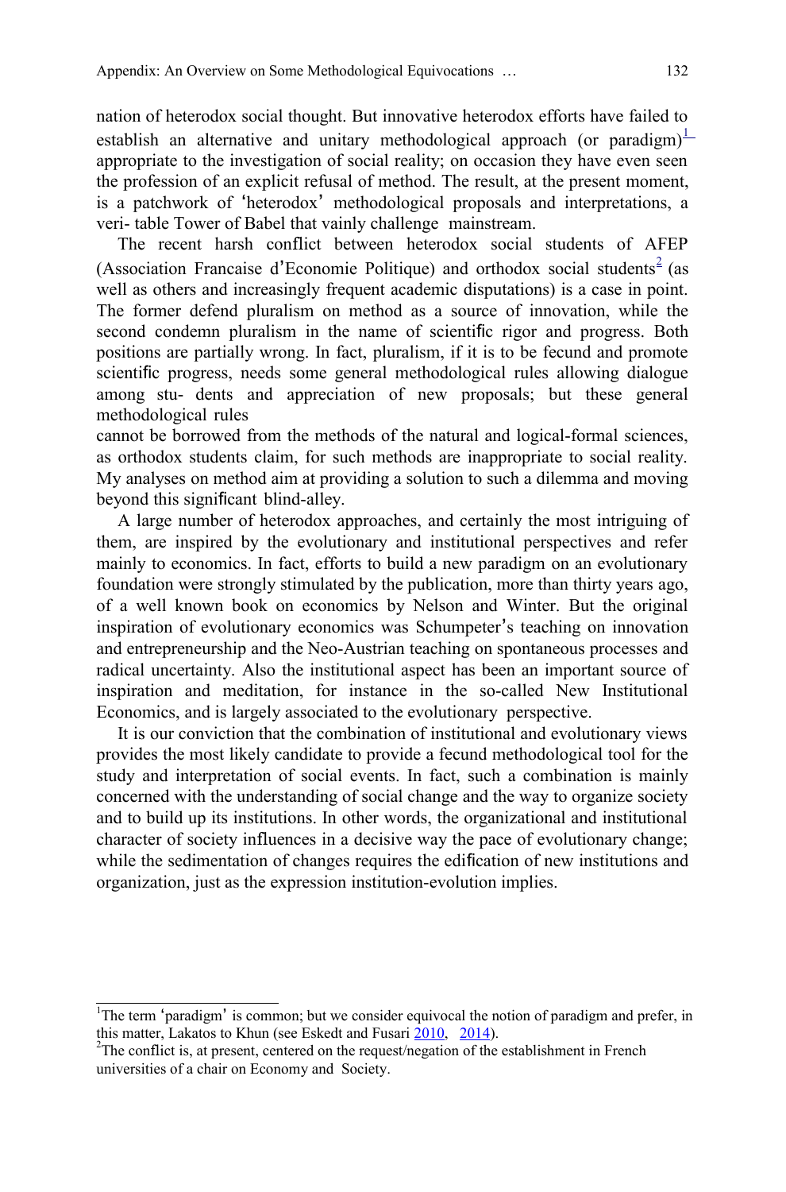nation of heterodox social thought. But innovative heterodox efforts have failed to establish an alternative and unitary methodological approach (or paradigm)[1] appropriate to the investigation of social reality; on occasion they have even seen the profession of an explicit refusal of method. The result, at the present moment, is a patchwork of 'heterodox' methodological proposals and interpretations, a veri- table Tower of Babel that vainly challenge mainstream.

The recent harsh conflict between heterodox social students of AFEP (Association Francaise d'Economie Politique) and orthodox social students[2] (as well as others and increasingly frequent academic disputations) is a case in point. The former defend pluralism on method as a source of innovation, while the second condemn pluralism in the name of scientific rigor and progress. Both positions are partially wrong. In fact, pluralism, if it is to be fecund and promote scientific progress, needs some general methodological rules allowing dialogue among stu- dents and appreciation of new proposals; but these general methodological rules cannot be borrowed from the methods of the natural and logical-formal sciences, as orthodox students claim, for such methods are inappropriate to social reality. My analyses on method aim at providing a solution to such a dilemma and moving beyond this significant blind-alley.

A large number of heterodox approaches, and certainly the most intriguing of them, are inspired by the evolutionary and institutional perspectives and refer mainly to economics. In fact, efforts to build a new paradigm on an evolutionary foundation were strongly stimulated by the publication, more than thirty years ago, of a well known book on economics by Nelson and Winter. But the original inspiration of evolutionary economics was Schumpeter's teaching on innovation and entrepreneurship and the Neo-Austrian teaching on spontaneous processes and radical uncertainty. Also the institutional aspect has been an important source of inspiration and meditation, for instance in the so-called New Institutional Economics, and is largely associated to the evolutionary perspective.

It is our conviction that the combination of institutional and evolutionary views provides the most likely candidate to provide a fecund methodological tool for the study and interpretation of social events. In fact, such a combination is mainly concerned with the understanding of social change and the way to organize society and to build up its institutions. In other words, the organizational and institutional character of society influences in a decisive way the pace of evolutionary change; while the sedimentation of changes requires the edification of new institutions and organization, just as the expression institution-evolution implies.

---

[1]The term 'paradigm' is common; but we consider equivocal the notion of paradigm and prefer, in this matter, Lakatos to Khun (see Eskedt and Fusari 2010, 2014).

[2]The conflict is, at present, centered on the request/negation of the establishment in French universities of a chair on Economy and Society.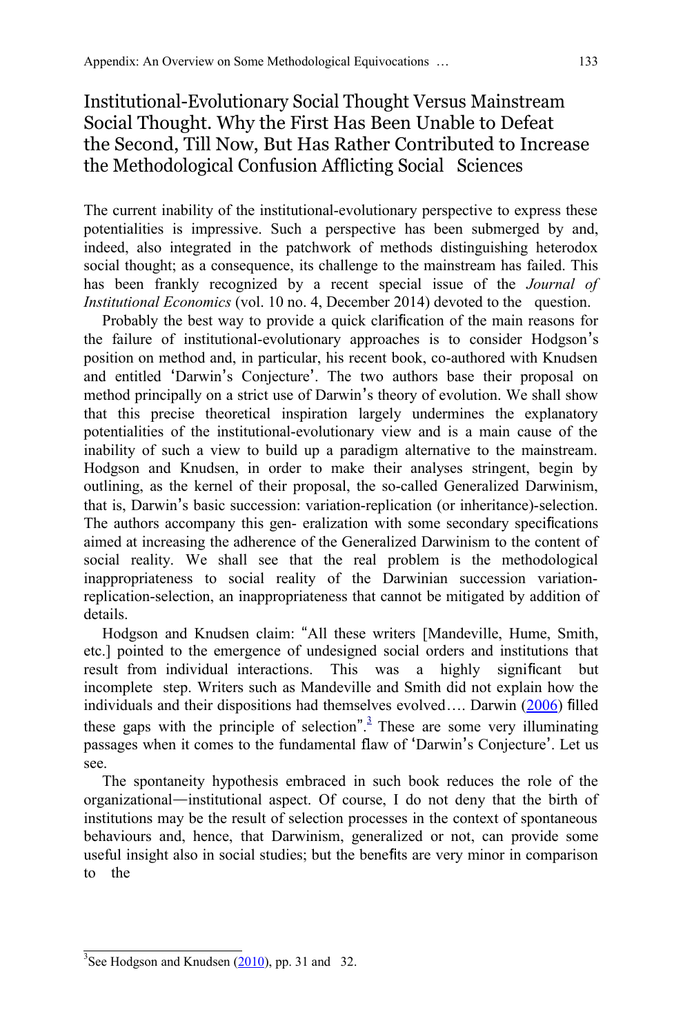## Institutional-Evolutionary Social Thought Versus Mainstream Social Thought. Why the First Has Been Unable to Defeat the Second, Till Now, But Has Rather Contributed to Increase the Methodological Confusion Afflicting Social Sciences

The current inability of the institutional-evolutionary perspective to express these potentialities is impressive. Such a perspective has been submerged by and, indeed, also integrated in the patchwork of methods distinguishing heterodox social thought; as a consequence, its challenge to the mainstream has failed. This has been frankly recognized by a recent special issue of the *Journal of Institutional Economics* (vol. 10 no. 4, December 2014) devoted to the question.

Probably the best way to provide a quick clarification of the main reasons for the failure of institutional-evolutionary approaches is to consider Hodgson's position on method and, in particular, his recent book, co-authored with Knudsen and entitled 'Darwin's Conjecture'. The two authors base their proposal on method principally on a strict use of Darwin's theory of evolution. We shall show that this precise theoretical inspiration largely undermines the explanatory potentialities of the institutional-evolutionary view and is a main cause of the inability of such a view to build up a paradigm alternative to the mainstream. Hodgson and Knudsen, in order to make their analyses stringent, begin by outlining, as the kernel of their proposal, the so-called Generalized Darwinism, that is, Darwin's basic succession: variation-replication (or inheritance)-selection. The authors accompany this generalization with some secondary specifications aimed at increasing the adherence of the Generalized Darwinism to the content of social reality. We shall see that the real problem is the methodological inappropriateness to social reality of the Darwinian succession variation-replication-selection, an inappropriateness that cannot be mitigated by addition of details.

Hodgson and Knudsen claim: "All these writers [Mandeville, Hume, Smith, etc.] pointed to the emergence of undesigned social orders and institutions that result from individual interactions. This was a highly significant but incomplete step. Writers such as Mandeville and Smith did not explain how the individuals and their dispositions had themselves evolved…. Darwin (2006) filled these gaps with the principle of selection".[3] These are some very illuminating passages when it comes to the fundamental flaw of 'Darwin's Conjecture'. Let us see.

The spontaneity hypothesis embraced in such book reduces the role of the organizational—institutional aspect. Of course, I do not deny that the birth of institutions may be the result of selection processes in the context of spontaneous behaviours and, hence, that Darwinism, generalized or not, can provide some useful insight also in social studies; but the benefits are very minor in comparison to the

[3]See Hodgson and Knudsen (2010), pp. 31 and 32.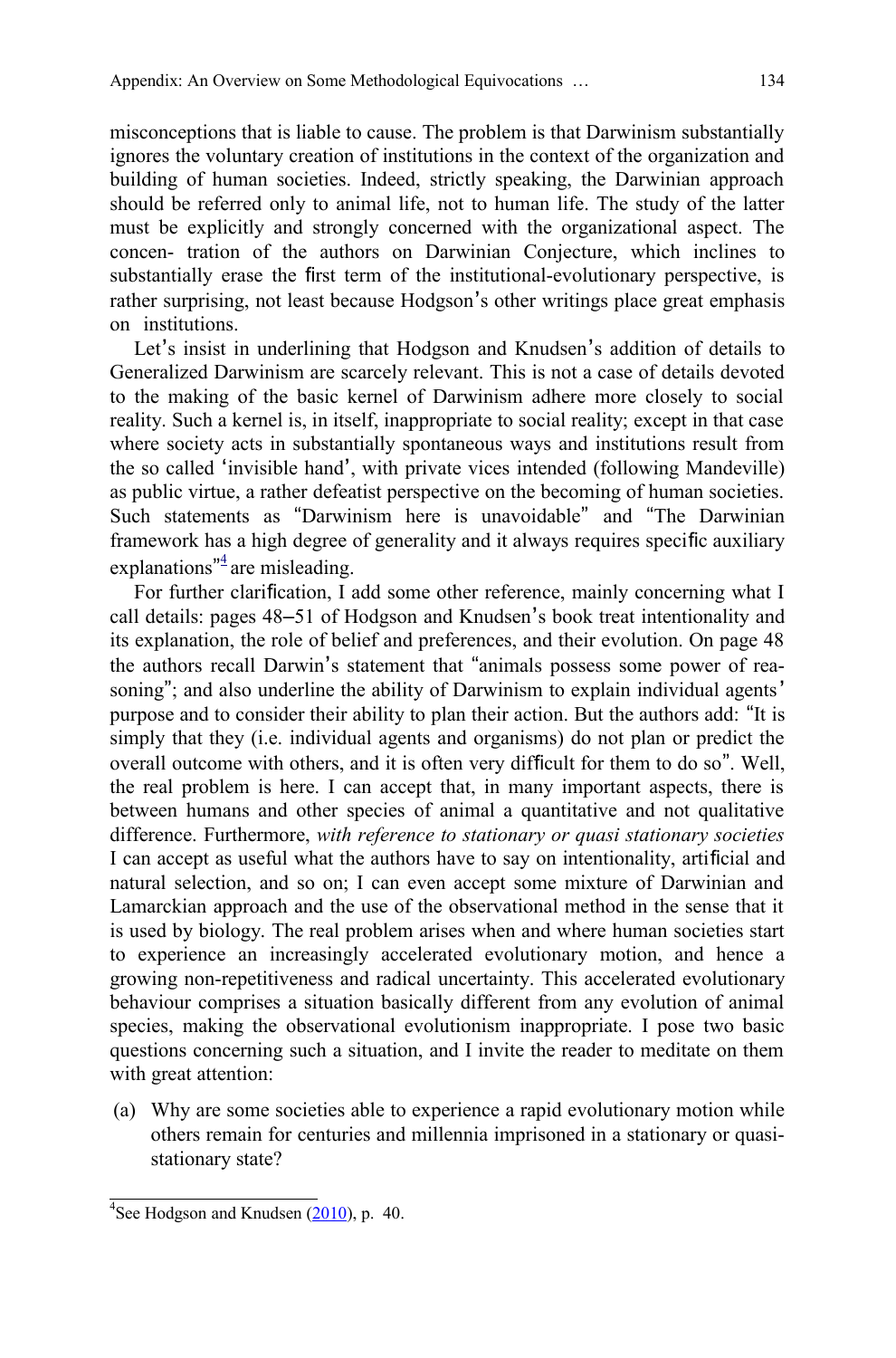misconceptions that is liable to cause. The problem is that Darwinism substantially ignores the voluntary creation of institutions in the context of the organization and building of human societies. Indeed, strictly speaking, the Darwinian approach should be referred only to animal life, not to human life. The study of the latter must be explicitly and strongly concerned with the organizational aspect. The concentration of the authors on Darwinian Conjecture, which inclines to substantially erase the first term of the institutional-evolutionary perspective, is rather surprising, not least because Hodgson's other writings place great emphasis on institutions.

Let's insist in underlining that Hodgson and Knudsen's addition of details to Generalized Darwinism are scarcely relevant. This is not a case of details devoted to the making of the basic kernel of Darwinism adhere more closely to social reality. Such a kernel is, in itself, inappropriate to social reality; except in that case where society acts in substantially spontaneous ways and institutions result from the so called 'invisible hand', with private vices intended (following Mandeville) as public virtue, a rather defeatist perspective on the becoming of human societies. Such statements as "Darwinism here is unavoidable" and "The Darwinian framework has a high degree of generality and it always requires specific auxiliary explanations"[4] are misleading.

For further clarification, I add some other reference, mainly concerning what I call details: pages 48–51 of Hodgson and Knudsen's book treat intentionality and its explanation, the role of belief and preferences, and their evolution. On page 48 the authors recall Darwin's statement that "animals possess some power of reasoning"; and also underline the ability of Darwinism to explain individual agents' purpose and to consider their ability to plan their action. But the authors add: "It is simply that they (i.e. individual agents and organisms) do not plan or predict the overall outcome with others, and it is often very difficult for them to do so". Well, the real problem is here. I can accept that, in many important aspects, there is between humans and other species of animal a quantitative and not qualitative difference. Furthermore, *with reference to stationary or quasi stationary societies* I can accept as useful what the authors have to say on intentionality, artificial and natural selection, and so on; I can even accept some mixture of Darwinian and Lamarckian approach and the use of the observational method in the sense that it is used by biology. The real problem arises when and where human societies start to experience an increasingly accelerated evolutionary motion, and hence a growing non-repetitiveness and radical uncertainty. This accelerated evolutionary behaviour comprises a situation basically different from any evolution of animal species, making the observational evolutionism inappropriate. I pose two basic questions concerning such a situation, and I invite the reader to meditate on them with great attention:

(a) Why are some societies able to experience a rapid evolutionary motion while others remain for centuries and millennia imprisoned in a stationary or quasi-stationary state?

---

[4]See Hodgson and Knudsen (2010), p. 40.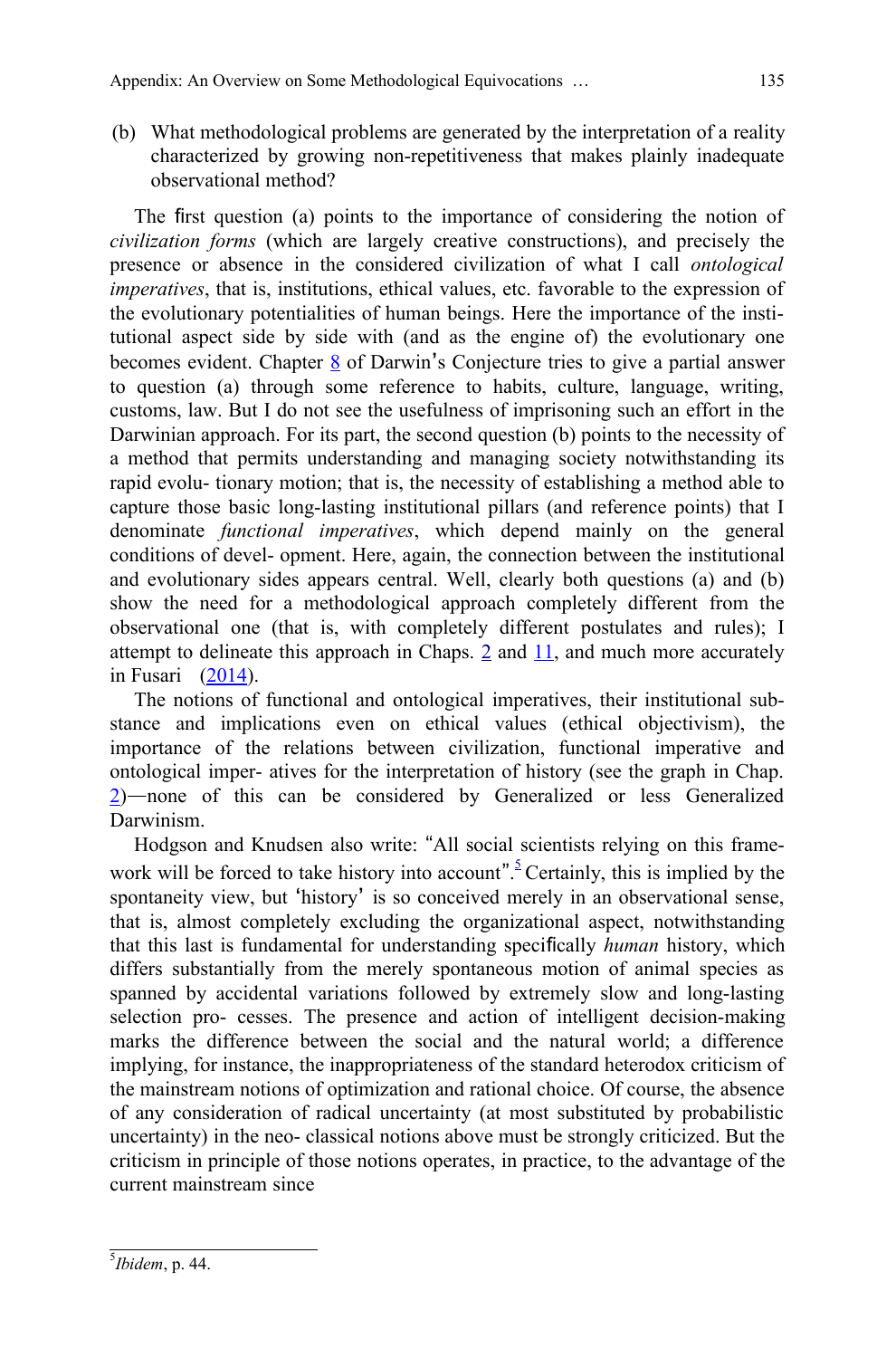(b) What methodological problems are generated by the interpretation of a reality characterized by growing non-repetitiveness that makes plainly inadequate observational method?

The first question (a) points to the importance of considering the notion of *civilization forms* (which are largely creative constructions), and precisely the presence or absence in the considered civilization of what I call *ontological imperatives*, that is, institutions, ethical values, etc. favorable to the expression of the evolutionary potentialities of human beings. Here the importance of the institutional aspect side by side with (and as the engine of) the evolutionary one becomes evident. Chapter 8 of Darwin's Conjecture tries to give a partial answer to question (a) through some reference to habits, culture, language, writing, customs, law. But I do not see the usefulness of imprisoning such an effort in the Darwinian approach. For its part, the second question (b) points to the necessity of a method that permits understanding and managing society notwithstanding its rapid evolu- tionary motion; that is, the necessity of establishing a method able to capture those basic long-lasting institutional pillars (and reference points) that I denominate *functional imperatives*, which depend mainly on the general conditions of devel- opment. Here, again, the connection between the institutional and evolutionary sides appears central. Well, clearly both questions (a) and (b) show the need for a methodological approach completely different from the observational one (that is, with completely different postulates and rules); I attempt to delineate this approach in Chaps. 2 and 11, and much more accurately in Fusari (2014).

The notions of functional and ontological imperatives, their institutional substance and implications even on ethical values (ethical objectivism), the importance of the relations between civilization, functional imperative and ontological imper- atives for the interpretation of history (see the graph in Chap. 2)—none of this can be considered by Generalized or less Generalized Darwinism.

Hodgson and Knudsen also write: "All social scientists relying on this framework will be forced to take history into account".[5] Certainly, this is implied by the spontaneity view, but 'history' is so conceived merely in an observational sense, that is, almost completely excluding the organizational aspect, notwithstanding that this last is fundamental for understanding specifically *human* history, which differs substantially from the merely spontaneous motion of animal species as spanned by accidental variations followed by extremely slow and long-lasting selection pro- cesses. The presence and action of intelligent decision-making marks the difference between the social and the natural world; a difference implying, for instance, the inappropriateness of the standard heterodox criticism of the mainstream notions of optimization and rational choice. Of course, the absence of any consideration of radical uncertainty (at most substituted by probabilistic uncertainty) in the neo- classical notions above must be strongly criticized. But the criticism in principle of those notions operates, in practice, to the advantage of the current mainstream since

[5] *Ibidem*, p. 44.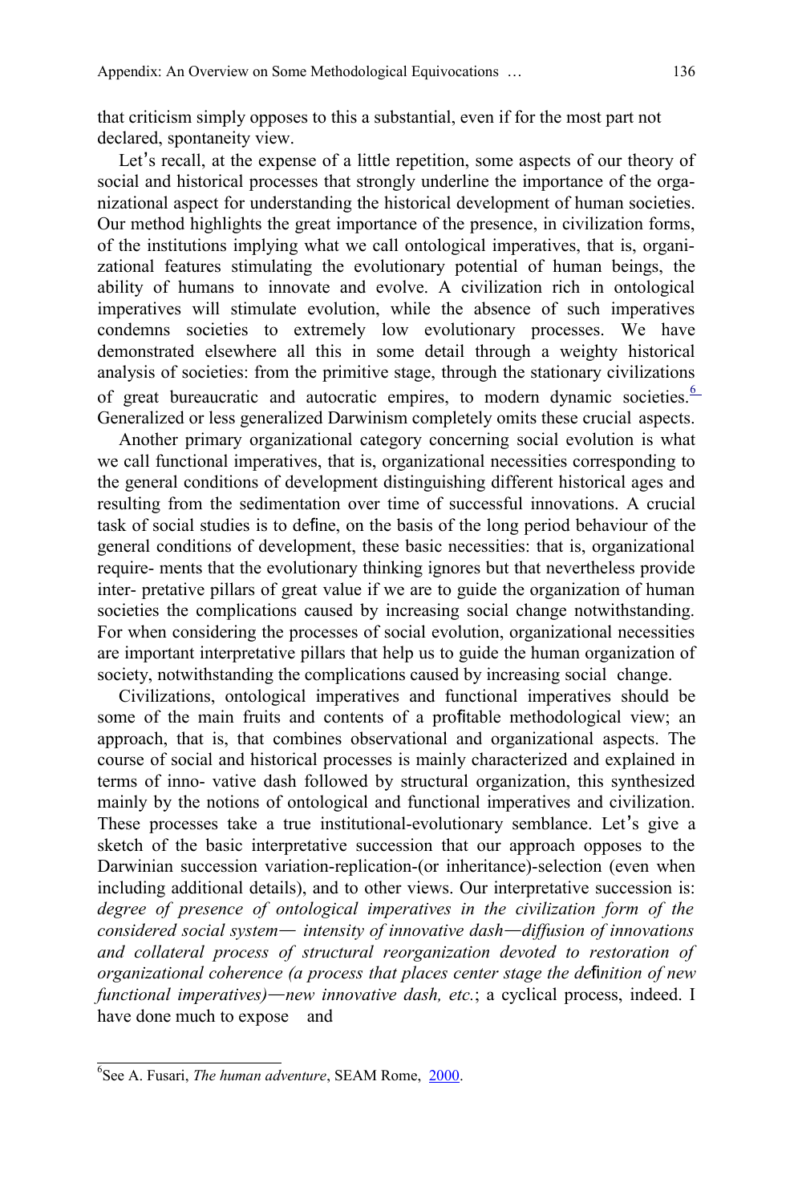that criticism simply opposes to this a substantial, even if for the most part not declared, spontaneity view.

Let's recall, at the expense of a little repetition, some aspects of our theory of social and historical processes that strongly underline the importance of the organizational aspect for understanding the historical development of human societies. Our method highlights the great importance of the presence, in civilization forms, of the institutions implying what we call ontological imperatives, that is, organizational features stimulating the evolutionary potential of human beings, the ability of humans to innovate and evolve. A civilization rich in ontological imperatives will stimulate evolution, while the absence of such imperatives condemns societies to extremely low evolutionary processes. We have demonstrated elsewhere all this in some detail through a weighty historical analysis of societies: from the primitive stage, through the stationary civilizations of great bureaucratic and autocratic empires, to modern dynamic societies.[6] Generalized or less generalized Darwinism completely omits these crucial aspects.

Another primary organizational category concerning social evolution is what we call functional imperatives, that is, organizational necessities corresponding to the general conditions of development distinguishing different historical ages and resulting from the sedimentation over time of successful innovations. A crucial task of social studies is to define, on the basis of the long period behaviour of the general conditions of development, these basic necessities: that is, organizational require- ments that the evolutionary thinking ignores but that nevertheless provide inter- pretative pillars of great value if we are to guide the organization of human societies the complications caused by increasing social change notwithstanding. For when considering the processes of social evolution, organizational necessities are important interpretative pillars that help us to guide the human organization of society, notwithstanding the complications caused by increasing social change.

Civilizations, ontological imperatives and functional imperatives should be some of the main fruits and contents of a profitable methodological view; an approach, that is, that combines observational and organizational aspects. The course of social and historical processes is mainly characterized and explained in terms of inno- vative dash followed by structural organization, this synthesized mainly by the notions of ontological and functional imperatives and civilization. These processes take a true institutional-evolutionary semblance. Let's give a sketch of the basic interpretative succession that our approach opposes to the Darwinian succession variation-replication-(or inheritance)-selection (even when including additional details), and to other views. Our interpretative succession is: *degree of presence of ontological imperatives in the civilization form of the considered social system— intensity of innovative dash—diffusion of innovations and collateral process of structural reorganization devoted to restoration of organizational coherence (a process that places center stage the definition of new functional imperatives)—new innovative dash, etc.*; a cyclical process, indeed. I have done much to expose and

[6] See A. Fusari, *The human adventure*, SEAM Rome, 2000.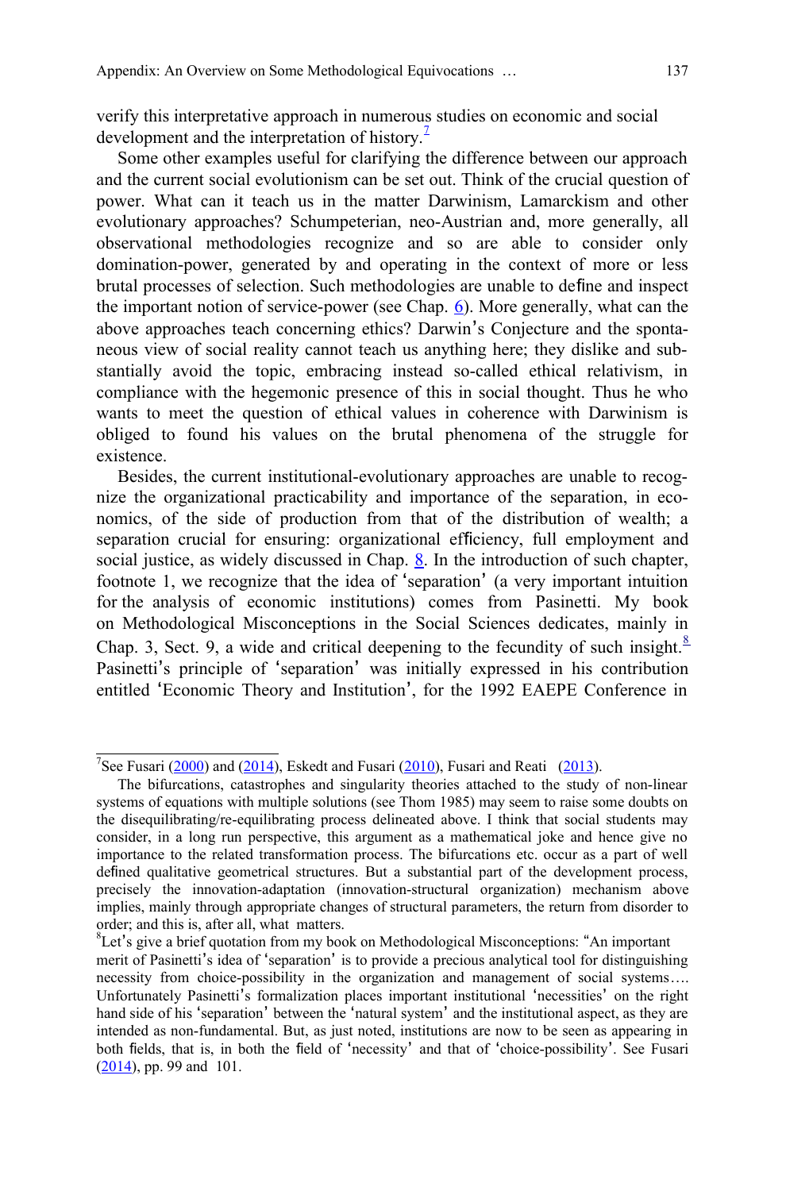verify this interpretative approach in numerous studies on economic and social development and the interpretation of history.[7]

Some other examples useful for clarifying the difference between our approach and the current social evolutionism can be set out. Think of the crucial question of power. What can it teach us in the matter Darwinism, Lamarckism and other evolutionary approaches? Schumpeterian, neo-Austrian and, more generally, all observational methodologies recognize and so are able to consider only domination-power, generated by and operating in the context of more or less brutal processes of selection. Such methodologies are unable to define and inspect the important notion of service-power (see Chap. 6). More generally, what can the above approaches teach concerning ethics? Darwin's Conjecture and the spontaneous view of social reality cannot teach us anything here; they dislike and substantially avoid the topic, embracing instead so-called ethical relativism, in compliance with the hegemonic presence of this in social thought. Thus he who wants to meet the question of ethical values in coherence with Darwinism is obliged to found his values on the brutal phenomena of the struggle for existence.

Besides, the current institutional-evolutionary approaches are unable to recognize the organizational practicability and importance of the separation, in economics, of the side of production from that of the distribution of wealth; a separation crucial for ensuring: organizational efficiency, full employment and social justice, as widely discussed in Chap. 8. In the introduction of such chapter, footnote 1, we recognize that the idea of 'separation' (a very important intuition for the analysis of economic institutions) comes from Pasinetti. My book on Methodological Misconceptions in the Social Sciences dedicates, mainly in Chap. 3, Sect. 9, a wide and critical deepening to the fecundity of such insight.[8] Pasinetti's principle of 'separation' was initially expressed in his contribution entitled 'Economic Theory and Institution', for the 1992 EAEPE Conference in

---

[7]See Fusari (2000) and (2014), Eskedt and Fusari (2010), Fusari and Reati (2013).

The bifurcations, catastrophes and singularity theories attached to the study of non-linear systems of equations with multiple solutions (see Thom 1985) may seem to raise some doubts on the disequilibrating/re-equilibrating process delineated above. I think that social students may consider, in a long run perspective, this argument as a mathematical joke and hence give no importance to the related transformation process. The bifurcations etc. occur as a part of well defined qualitative geometrical structures. But a substantial part of the development process, precisely the innovation-adaptation (innovation-structural organization) mechanism above implies, mainly through appropriate changes of structural parameters, the return from disorder to order; and this is, after all, what matters.

[8]Let's give a brief quotation from my book on Methodological Misconceptions: "An important merit of Pasinetti's idea of 'separation' is to provide a precious analytical tool for distinguishing necessity from choice-possibility in the organization and management of social systems…. Unfortunately Pasinetti's formalization places important institutional 'necessities' on the right hand side of his 'separation' between the 'natural system' and the institutional aspect, as they are intended as non-fundamental. But, as just noted, institutions are now to be seen as appearing in both fields, that is, in both the field of 'necessity' and that of 'choice-possibility'. See Fusari (2014), pp. 99 and 101.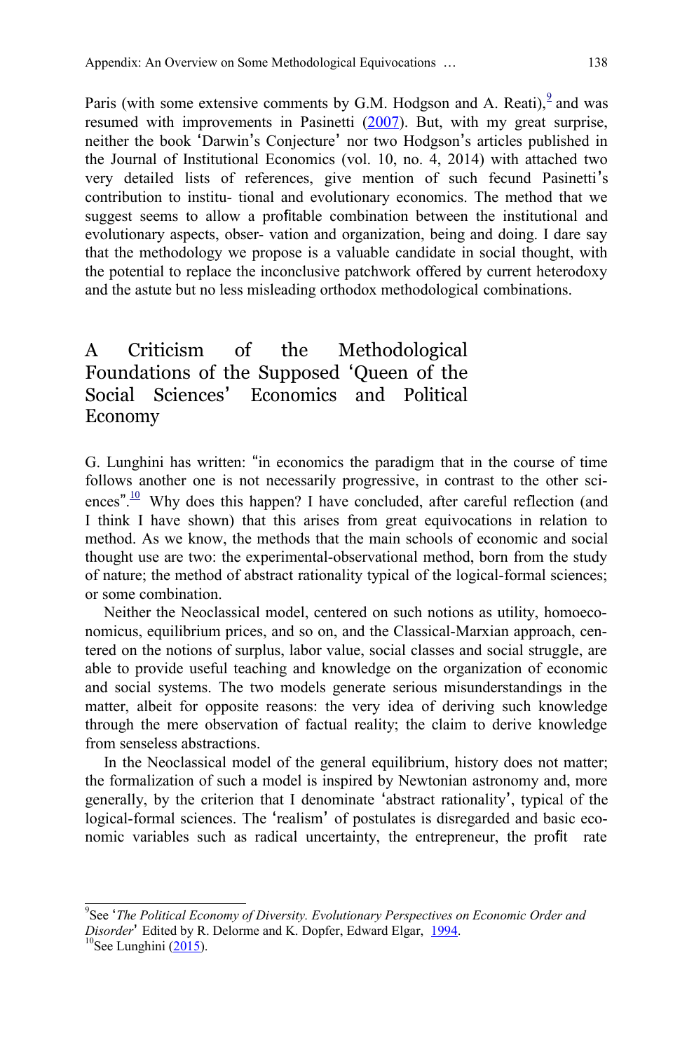Paris (with some extensive comments by G.M. Hodgson and A. Reati),[9] and was resumed with improvements in Pasinetti (2007). But, with my great surprise, neither the book 'Darwin's Conjecture' nor two Hodgson's articles published in the Journal of Institutional Economics (vol. 10, no. 4, 2014) with attached two very detailed lists of references, give mention of such fecund Pasinetti's contribution to institu- tional and evolutionary economics. The method that we suggest seems to allow a profitable combination between the institutional and evolutionary aspects, obser- vation and organization, being and doing. I dare say that the methodology we propose is a valuable candidate in social thought, with the potential to replace the inconclusive patchwork offered by current heterodoxy and the astute but no less misleading orthodox methodological combinations.

## A Criticism of the Methodological Foundations of the Supposed 'Queen of the Social Sciences' Economics and Political Economy

G. Lunghini has written: "in economics the paradigm that in the course of time follows another one is not necessarily progressive, in contrast to the other sciences".[10] Why does this happen? I have concluded, after careful reflection (and I think I have shown) that this arises from great equivocations in relation to method. As we know, the methods that the main schools of economic and social thought use are two: the experimental-observational method, born from the study of nature; the method of abstract rationality typical of the logical-formal sciences; or some combination.

Neither the Neoclassical model, centered on such notions as utility, homoeconomicus, equilibrium prices, and so on, and the Classical-Marxian approach, centered on the notions of surplus, labor value, social classes and social struggle, are able to provide useful teaching and knowledge on the organization of economic and social systems. The two models generate serious misunderstandings in the matter, albeit for opposite reasons: the very idea of deriving such knowledge through the mere observation of factual reality; the claim to derive knowledge from senseless abstractions.

In the Neoclassical model of the general equilibrium, history does not matter; the formalization of such a model is inspired by Newtonian astronomy and, more generally, by the criterion that I denominate 'abstract rationality', typical of the logical-formal sciences. The 'realism' of postulates is disregarded and basic economic variables such as radical uncertainty, the entrepreneur, the profit rate

---

[9] See '*The Political Economy of Diversity. Evolutionary Perspectives on Economic Order and Disorder*' Edited by R. Delorme and K. Dopfer, Edward Elgar, 1994.

[10] See Lunghini (2015).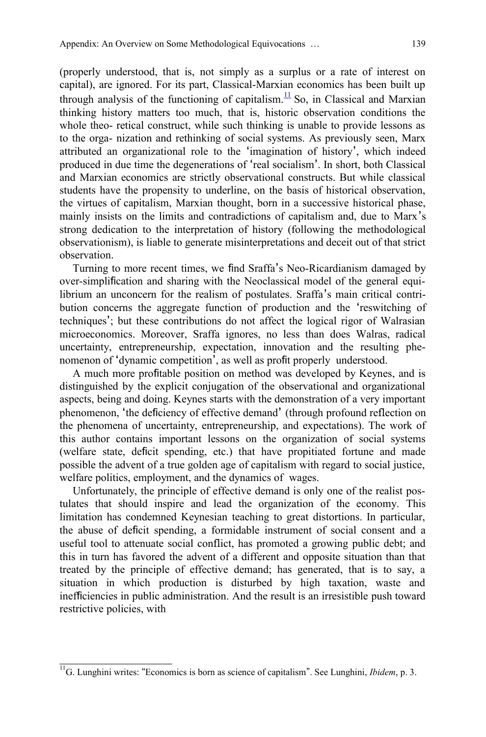(properly understood, that is, not simply as a surplus or a rate of interest on capital), are ignored. For its part, Classical-Marxian economics has been built up through analysis of the functioning of capitalism.[11] So, in Classical and Marxian thinking history matters too much, that is, historic observation conditions the whole theo- retical construct, while such thinking is unable to provide lessons as to the orga- nization and rethinking of social systems. As previously seen, Marx attributed an organizational role to the 'imagination of history', which indeed produced in due time the degenerations of 'real socialism'. In short, both Classical and Marxian economics are strictly observational constructs. But while classical students have the propensity to underline, on the basis of historical observation, the virtues of capitalism, Marxian thought, born in a successive historical phase, mainly insists on the limits and contradictions of capitalism and, due to Marx's strong dedication to the interpretation of history (following the methodological observationism), is liable to generate misinterpretations and deceit out of that strict observation.

Turning to more recent times, we find Sraffa's Neo-Ricardianism damaged by over-simplification and sharing with the Neoclassical model of the general equi- librium an unconcern for the realism of postulates. Sraffa's main critical contri- bution concerns the aggregate function of production and the 'reswitching of techniques'; but these contributions do not affect the logical rigor of Walrasian microeconomics. Moreover, Sraffa ignores, no less than does Walras, radical uncertainty, entrepreneurship, expectation, innovation and the resulting phe- nomenon of 'dynamic competition', as well as profit properly understood.

A much more profitable position on method was developed by Keynes, and is distinguished by the explicit conjugation of the observational and organizational aspects, being and doing. Keynes starts with the demonstration of a very important phenomenon, 'the deficiency of effective demand' (through profound reflection on the phenomena of uncertainty, entrepreneurship, and expectations). The work of this author contains important lessons on the organization of social systems (welfare state, deficit spending, etc.) that have propitiated fortune and made possible the advent of a true golden age of capitalism with regard to social justice, welfare politics, employment, and the dynamics of wages.

Unfortunately, the principle of effective demand is only one of the realist pos- tulates that should inspire and lead the organization of the economy. This limitation has condemned Keynesian teaching to great distortions. In particular, the abuse of deficit spending, a formidable instrument of social consent and a useful tool to attenuate social conflict, has promoted a growing public debt; and this in turn has favored the advent of a different and opposite situation than that treated by the principle of effective demand; has generated, that is to say, a situation in which production is disturbed by high taxation, waste and inefficiencies in public administration. And the result is an irresistible push toward restrictive policies, with

[11] G. Lunghini writes: "Economics is born as science of capitalism". See Lunghini, *Ibidem*, p. 3.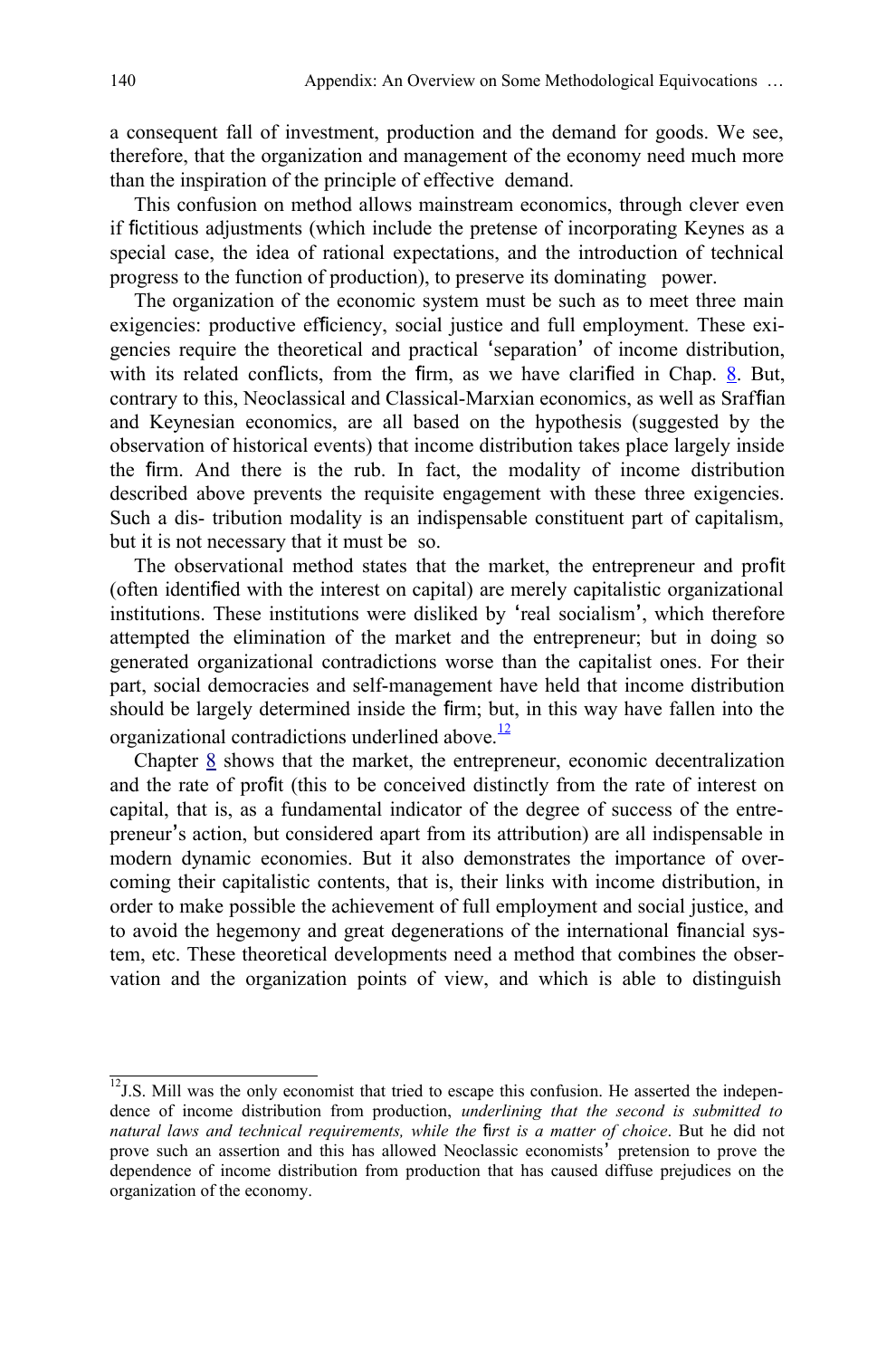a consequent fall of investment, production and the demand for goods. We see, therefore, that the organization and management of the economy need much more than the inspiration of the principle of effective demand.

This confusion on method allows mainstream economics, through clever even if fictitious adjustments (which include the pretense of incorporating Keynes as a special case, the idea of rational expectations, and the introduction of technical progress to the function of production), to preserve its dominating power.

The organization of the economic system must be such as to meet three main exigencies: productive efficiency, social justice and full employment. These exigencies require the theoretical and practical 'separation' of income distribution, with its related conflicts, from the firm, as we have clarified in Chap. 8. But, contrary to this, Neoclassical and Classical-Marxian economics, as well as Sraffian and Keynesian economics, are all based on the hypothesis (suggested by the observation of historical events) that income distribution takes place largely inside the firm. And there is the rub. In fact, the modality of income distribution described above prevents the requisite engagement with these three exigencies. Such a dis- tribution modality is an indispensable constituent part of capitalism, but it is not necessary that it must be so.

The observational method states that the market, the entrepreneur and profit (often identified with the interest on capital) are merely capitalistic organizational institutions. These institutions were disliked by 'real socialism', which therefore attempted the elimination of the market and the entrepreneur; but in doing so generated organizational contradictions worse than the capitalist ones. For their part, social democracies and self-management have held that income distribution should be largely determined inside the firm; but, in this way have fallen into the organizational contradictions underlined above.[12]

Chapter 8 shows that the market, the entrepreneur, economic decentralization and the rate of profit (this to be conceived distinctly from the rate of interest on capital, that is, as a fundamental indicator of the degree of success of the entrepreneur's action, but considered apart from its attribution) are all indispensable in modern dynamic economies. But it also demonstrates the importance of overcoming their capitalistic contents, that is, their links with income distribution, in order to make possible the achievement of full employment and social justice, and to avoid the hegemony and great degenerations of the international financial system, etc. These theoretical developments need a method that combines the observation and the organization points of view, and which is able to distinguish

---

[12] J.S. Mill was the only economist that tried to escape this confusion. He asserted the independence of income distribution from production, *underlining that the second is submitted to natural laws and technical requirements, while the first is a matter of choice*. But he did not prove such an assertion and this has allowed Neoclassic economists' pretension to prove the dependence of income distribution from production that has caused diffuse prejudices on the organization of the economy.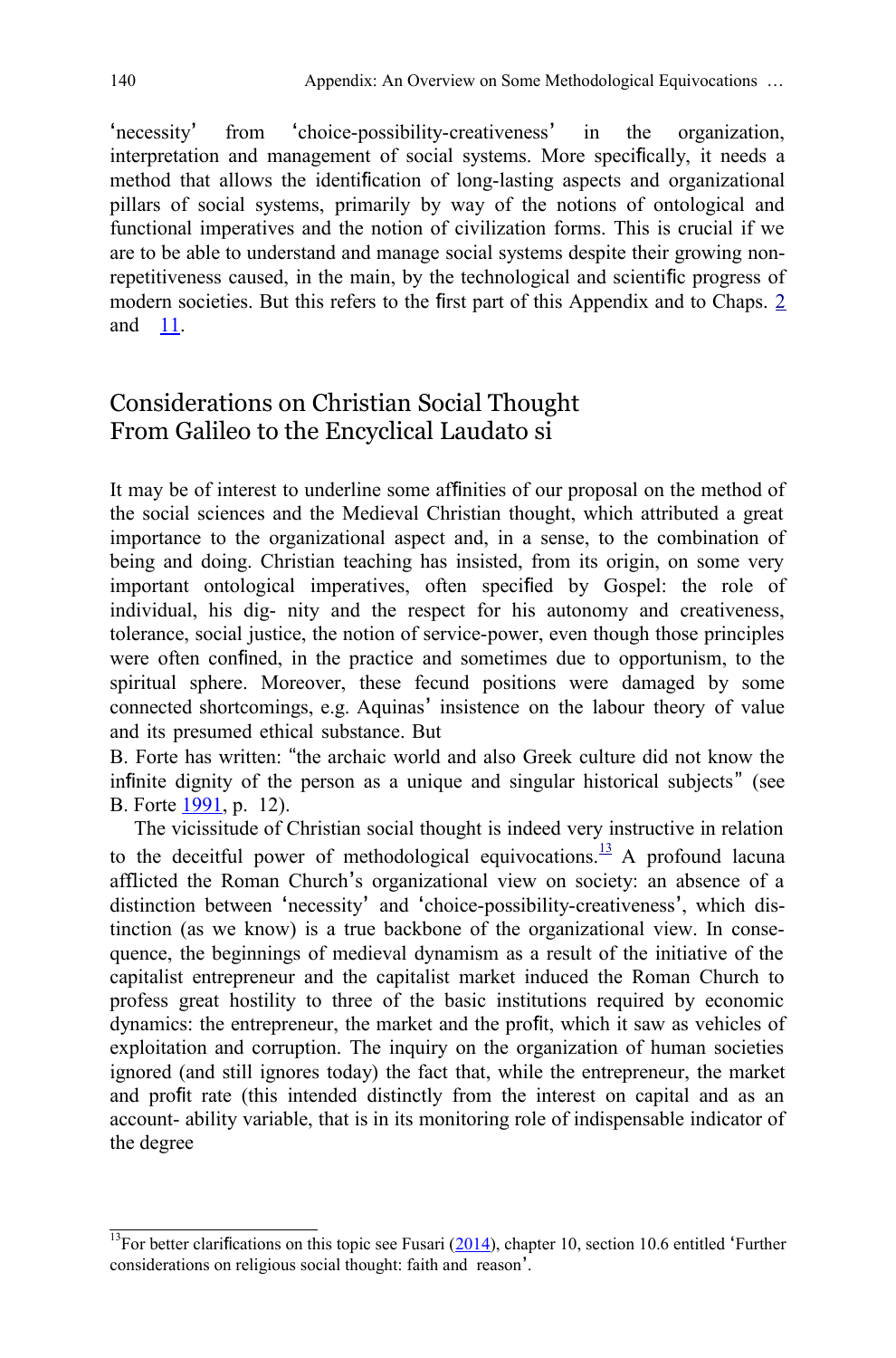'necessity' from 'choice-possibility-creativeness' in the organization, interpretation and management of social systems. More specifically, it needs a method that allows the identification of long-lasting aspects and organizational pillars of social systems, primarily by way of the notions of ontological and functional imperatives and the notion of civilization forms. This is crucial if we are to be able to understand and manage social systems despite their growing non-repetitiveness caused, in the main, by the technological and scientific progress of modern societies. But this refers to the first part of this Appendix and to Chaps. 2 and 11.

## Considerations on Christian Social Thought From Galileo to the Encyclical Laudato si

It may be of interest to underline some affinities of our proposal on the method of the social sciences and the Medieval Christian thought, which attributed a great importance to the organizational aspect and, in a sense, to the combination of being and doing. Christian teaching has insisted, from its origin, on some very important ontological imperatives, often specified by Gospel: the role of individual, his dignity and the respect for his autonomy and creativeness, tolerance, social justice, the notion of service-power, even though those principles were often confined, in the practice and sometimes due to opportunism, to the spiritual sphere. Moreover, these fecund positions were damaged by some connected shortcomings, e.g. Aquinas' insistence on the labour theory of value and its presumed ethical substance. But B. Forte has written: "the archaic world and also Greek culture did not know the infinite dignity of the person as a unique and singular historical subjects" (see B. Forte 1991, p. 12).

The vicissitude of Christian social thought is indeed very instructive in relation to the deceitful power of methodological equivocations.[13] A profound lacuna afflicted the Roman Church's organizational view on society: an absence of a distinction between 'necessity' and 'choice-possibility-creativeness', which distinction (as we know) is a true backbone of the organizational view. In consequence, the beginnings of medieval dynamism as a result of the initiative of the capitalist entrepreneur and the capitalist market induced the Roman Church to profess great hostility to three of the basic institutions required by economic dynamics: the entrepreneur, the market and the profit, which it saw as vehicles of exploitation and corruption. The inquiry on the organization of human societies ignored (and still ignores today) the fact that, while the entrepreneur, the market and profit rate (this intended distinctly from the interest on capital and as an accountability variable, that is in its monitoring role of indispensable indicator of the degree

[13] For better clarifications on this topic see Fusari (2014), chapter 10, section 10.6 entitled 'Further considerations on religious social thought: faith and reason'.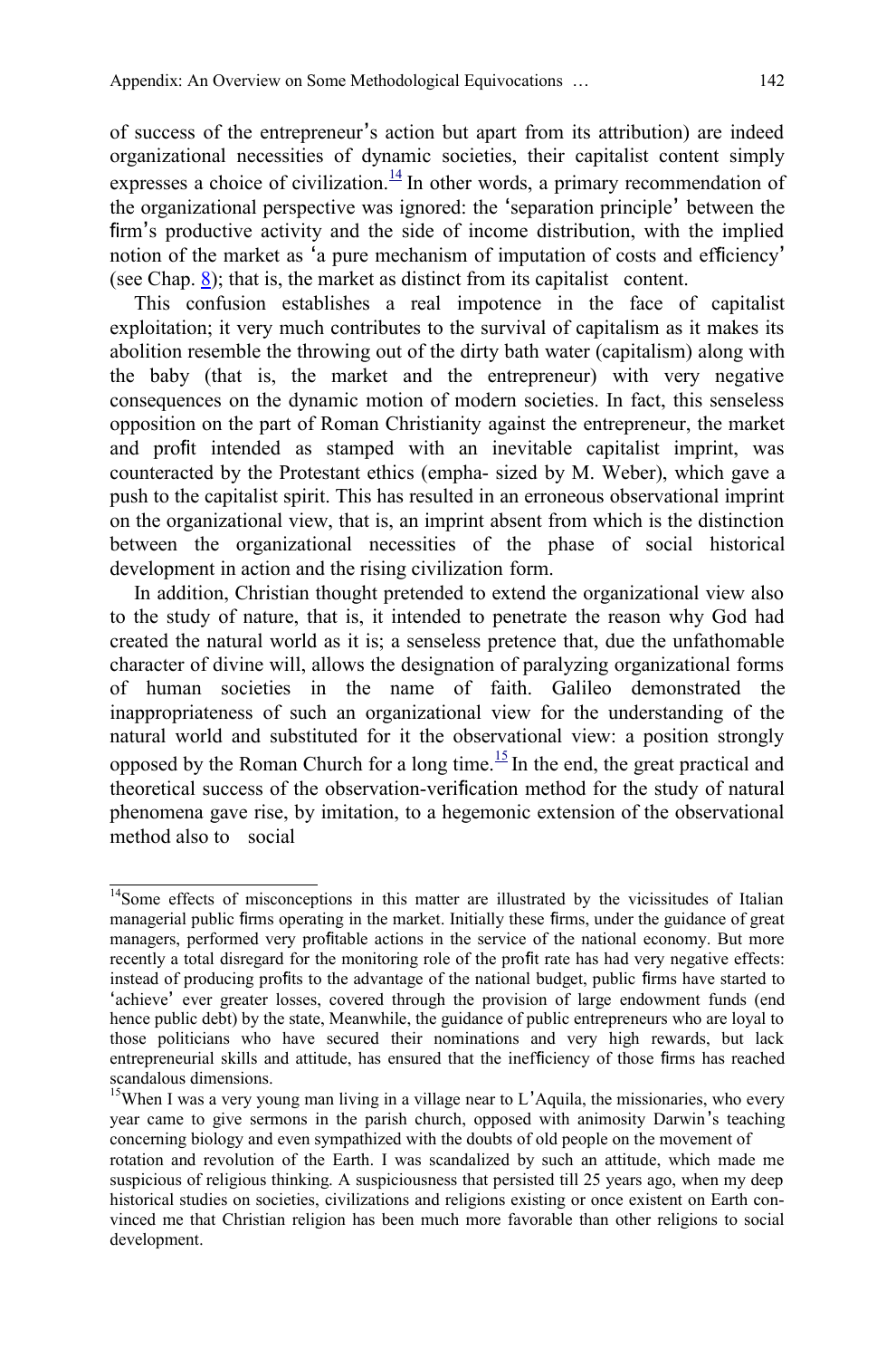of success of the entrepreneur's action but apart from its attribution) are indeed organizational necessities of dynamic societies, their capitalist content simply expresses a choice of civilization.[14] In other words, a primary recommendation of the organizational perspective was ignored: the 'separation principle' between the firm's productive activity and the side of income distribution, with the implied notion of the market as 'a pure mechanism of imputation of costs and efficiency' (see Chap. 8); that is, the market as distinct from its capitalist content.

This confusion establishes a real impotence in the face of capitalist exploitation; it very much contributes to the survival of capitalism as it makes its abolition resemble the throwing out of the dirty bath water (capitalism) along with the baby (that is, the market and the entrepreneur) with very negative consequences on the dynamic motion of modern societies. In fact, this senseless opposition on the part of Roman Christianity against the entrepreneur, the market and profit intended as stamped with an inevitable capitalist imprint, was counteracted by the Protestant ethics (empha- sized by M. Weber), which gave a push to the capitalist spirit. This has resulted in an erroneous observational imprint on the organizational view, that is, an imprint absent from which is the distinction between the organizational necessities of the phase of social historical development in action and the rising civilization form.

In addition, Christian thought pretended to extend the organizational view also to the study of nature, that is, it intended to penetrate the reason why God had created the natural world as it is; a senseless pretence that, due the unfathomable character of divine will, allows the designation of paralyzing organizational forms of human societies in the name of faith. Galileo demonstrated the inappropriateness of such an organizational view for the understanding of the natural world and substituted for it the observational view: a position strongly opposed by the Roman Church for a long time.[15] In the end, the great practical and theoretical success of the observation-verification method for the study of natural phenomena gave rise, by imitation, to a hegemonic extension of the observational method also to social

---

[14]Some effects of misconceptions in this matter are illustrated by the vicissitudes of Italian managerial public firms operating in the market. Initially these firms, under the guidance of great managers, performed very profitable actions in the service of the national economy. But more recently a total disregard for the monitoring role of the profit rate has had very negative effects: instead of producing profits to the advantage of the national budget, public firms have started to 'achieve' ever greater losses, covered through the provision of large endowment funds (end hence public debt) by the state, Meanwhile, the guidance of public entrepreneurs who are loyal to those politicians who have secured their nominations and very high rewards, but lack entrepreneurial skills and attitude, has ensured that the inefficiency of those firms has reached scandalous dimensions.

[15]When I was a very young man living in a village near to L'Aquila, the missionaries, who every year came to give sermons in the parish church, opposed with animosity Darwin's teaching concerning biology and even sympathized with the doubts of old people on the movement of rotation and revolution of the Earth. I was scandalized by such an attitude, which made me suspicious of religious thinking. A suspiciousness that persisted till 25 years ago, when my deep historical studies on societies, civilizations and religions existing or once existent on Earth convinced me that Christian religion has been much more favorable than other religions to social development.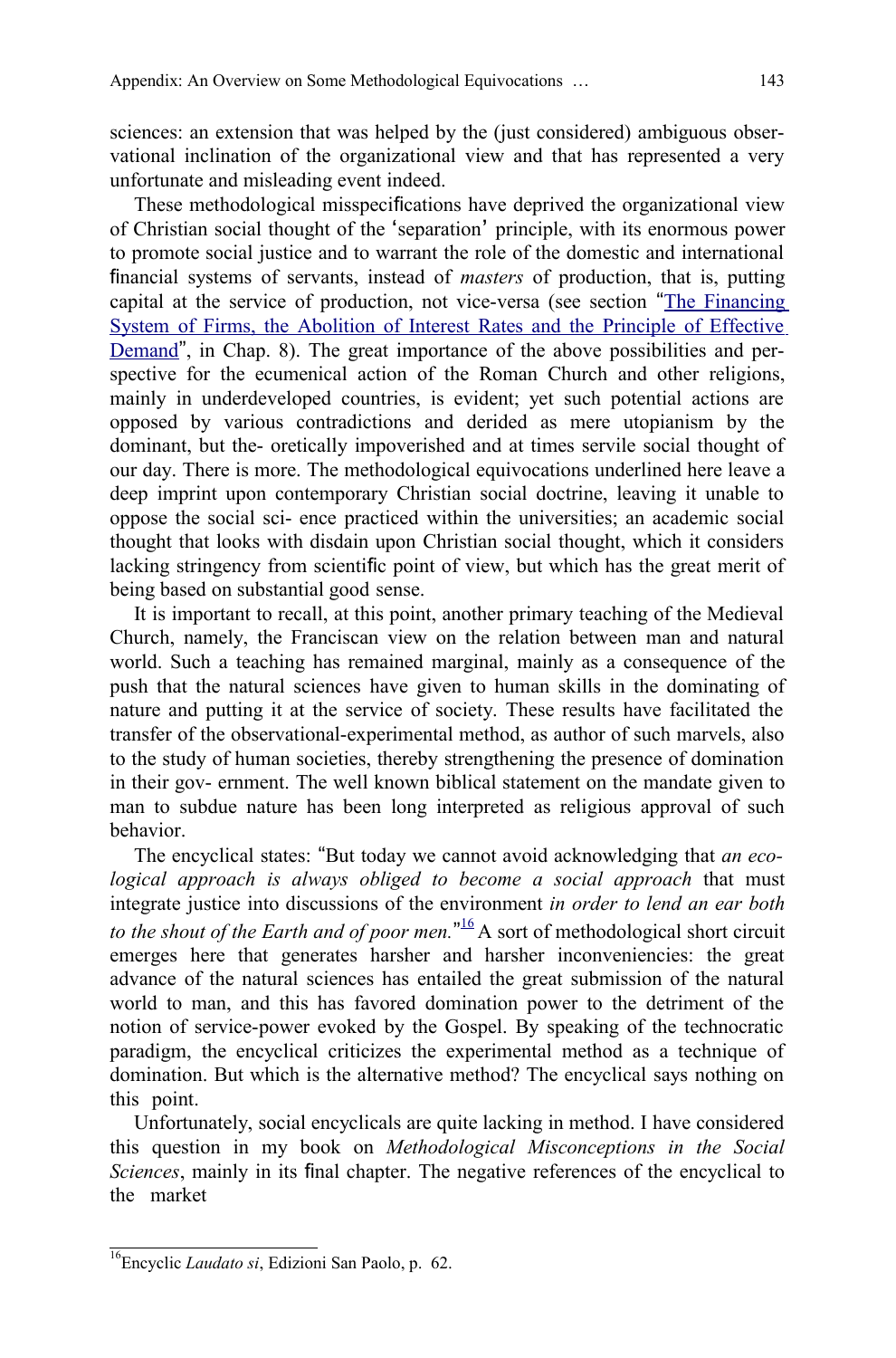sciences: an extension that was helped by the (just considered) ambiguous observational inclination of the organizational view and that has represented a very unfortunate and misleading event indeed.

These methodological misspecifications have deprived the organizational view of Christian social thought of the 'separation' principle, with its enormous power to promote social justice and to warrant the role of the domestic and international financial systems of servants, instead of *masters* of production, that is, putting capital at the service of production, not vice-versa (see section "The Financing System of Firms, the Abolition of Interest Rates and the Principle of Effective Demand", in Chap. 8). The great importance of the above possibilities and perspective for the ecumenical action of the Roman Church and other religions, mainly in underdeveloped countries, is evident; yet such potential actions are opposed by various contradictions and derided as mere utopianism by the dominant, but theoretically impoverished and at times servile social thought of our day. There is more. The methodological equivocations underlined here leave a deep imprint upon contemporary Christian social doctrine, leaving it unable to oppose the social science practiced within the universities; an academic social thought that looks with disdain upon Christian social thought, which it considers lacking stringency from scientific point of view, but which has the great merit of being based on substantial good sense.

It is important to recall, at this point, another primary teaching of the Medieval Church, namely, the Franciscan view on the relation between man and natural world. Such a teaching has remained marginal, mainly as a consequence of the push that the natural sciences have given to human skills in the dominating of nature and putting it at the service of society. These results have facilitated the transfer of the observational-experimental method, as author of such marvels, also to the study of human societies, thereby strengthening the presence of domination in their government. The well known biblical statement on the mandate given to man to subdue nature has been long interpreted as religious approval of such behavior.

The encyclical states: "But today we cannot avoid acknowledging that *an ecological approach is always obliged to become a social approach* that must integrate justice into discussions of the environment *in order to lend an ear both to the shout of the Earth and of poor men.*"[16] A sort of methodological short circuit emerges here that generates harsher and harsher inconveniencies: the great advance of the natural sciences has entailed the great submission of the natural world to man, and this has favored domination power to the detriment of the notion of service-power evoked by the Gospel. By speaking of the technocratic paradigm, the encyclical criticizes the experimental method as a technique of domination. But which is the alternative method? The encyclical says nothing on this point.

Unfortunately, social encyclicals are quite lacking in method. I have considered this question in my book on *Methodological Misconceptions in the Social Sciences*, mainly in its final chapter. The negative references of the encyclical to the market

[16] Encyclic *Laudato si*, Edizioni San Paolo, p. 62.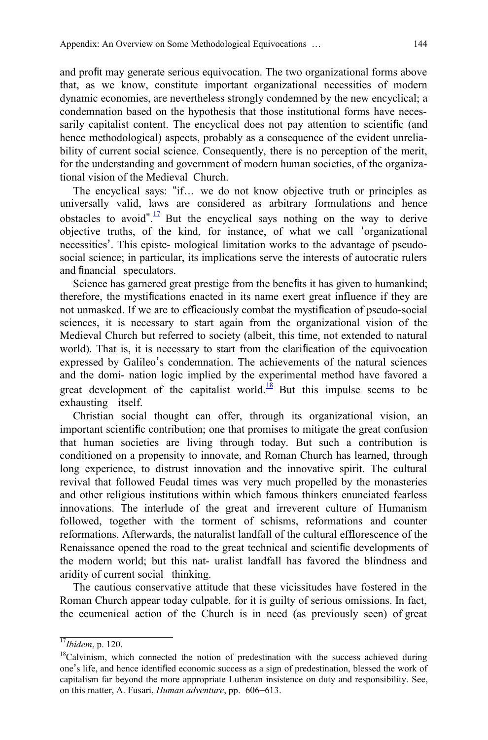and profit may generate serious equivocation. The two organizational forms above that, as we know, constitute important organizational necessities of modern dynamic economies, are nevertheless strongly condemned by the new encyclical; a condemnation based on the hypothesis that those institutional forms have necessarily capitalist content. The encyclical does not pay attention to scientific (and hence methodological) aspects, probably as a consequence of the evident unreliability of current social science. Consequently, there is no perception of the merit, for the understanding and government of modern human societies, of the organizational vision of the Medieval Church.

The encyclical says: "if… we do not know objective truth or principles as universally valid, laws are considered as arbitrary formulations and hence obstacles to avoid".[17] But the encyclical says nothing on the way to derive objective truths, of the kind, for instance, of what we call 'organizational necessities'. This episte- mological limitation works to the advantage of pseudo-social science; in particular, its implications serve the interests of autocratic rulers and financial speculators.

Science has garnered great prestige from the benefits it has given to humankind; therefore, the mystifications enacted in its name exert great influence if they are not unmasked. If we are to efficaciously combat the mystification of pseudo-social sciences, it is necessary to start again from the organizational vision of the Medieval Church but referred to society (albeit, this time, not extended to natural world). That is, it is necessary to start from the clarification of the equivocation expressed by Galileo's condemnation. The achievements of the natural sciences and the domi- nation logic implied by the experimental method have favored a great development of the capitalist world.[18] But this impulse seems to be exhausting itself.

Christian social thought can offer, through its organizational vision, an important scientific contribution; one that promises to mitigate the great confusion that human societies are living through today. But such a contribution is conditioned on a propensity to innovate, and Roman Church has learned, through long experience, to distrust innovation and the innovative spirit. The cultural revival that followed Feudal times was very much propelled by the monasteries and other religious institutions within which famous thinkers enunciated fearless innovations. The interlude of the great and irreverent culture of Humanism followed, together with the torment of schisms, reformations and counter reformations. Afterwards, the naturalist landfall of the cultural efflorescence of the Renaissance opened the road to the great technical and scientific developments of the modern world; but this nat- uralist landfall has favored the blindness and aridity of current social thinking.

The cautious conservative attitude that these vicissitudes have fostered in the Roman Church appear today culpable, for it is guilty of serious omissions. In fact, the ecumenical action of the Church is in need (as previously seen) of great

[17] *Ibidem*, p. 120.

[18] Calvinism, which connected the notion of predestination with the success achieved during one's life, and hence identified economic success as a sign of predestination, blessed the work of capitalism far beyond the more appropriate Lutheran insistence on duty and responsibility. See, on this matter, A. Fusari, *Human adventure*, pp. 606–613.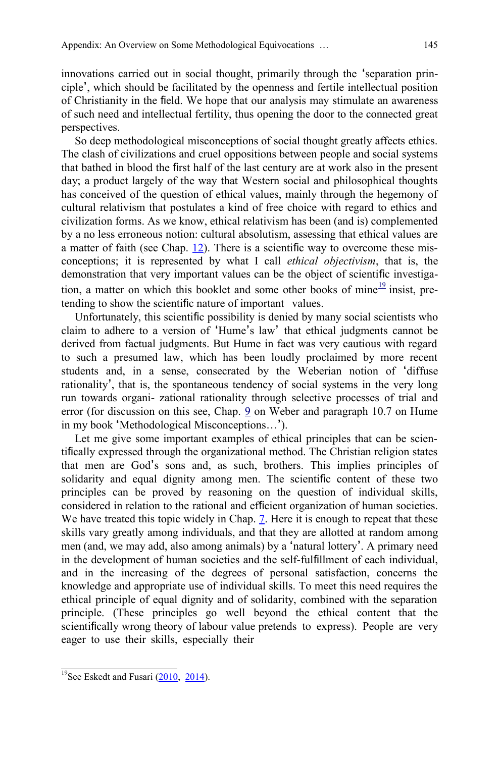innovations carried out in social thought, primarily through the 'separation principle', which should be facilitated by the openness and fertile intellectual position of Christianity in the field. We hope that our analysis may stimulate an awareness of such need and intellectual fertility, thus opening the door to the connected great perspectives.

So deep methodological misconceptions of social thought greatly affects ethics. The clash of civilizations and cruel oppositions between people and social systems that bathed in blood the first half of the last century are at work also in the present day; a product largely of the way that Western social and philosophical thoughts has conceived of the question of ethical values, mainly through the hegemony of cultural relativism that postulates a kind of free choice with regard to ethics and civilization forms. As we know, ethical relativism has been (and is) complemented by a no less erroneous notion: cultural absolutism, assessing that ethical values are a matter of faith (see Chap. 12). There is a scientific way to overcome these misconceptions; it is represented by what I call *ethical objectivism*, that is, the demonstration that very important values can be the object of scientific investigation, a matter on which this booklet and some other books of mine[19] insist, pretending to show the scientific nature of important values.

Unfortunately, this scientific possibility is denied by many social scientists who claim to adhere to a version of 'Hume's law' that ethical judgments cannot be derived from factual judgments. But Hume in fact was very cautious with regard to such a presumed law, which has been loudly proclaimed by more recent students and, in a sense, consecrated by the Weberian notion of 'diffuse rationality', that is, the spontaneous tendency of social systems in the very long run towards organizational rationality through selective processes of trial and error (for discussion on this see, Chap. 9 on Weber and paragraph 10.7 on Hume in my book 'Methodological Misconceptions…').

Let me give some important examples of ethical principles that can be scientifically expressed through the organizational method. The Christian religion states that men are God's sons and, as such, brothers. This implies principles of solidarity and equal dignity among men. The scientific content of these two principles can be proved by reasoning on the question of individual skills, considered in relation to the rational and efficient organization of human societies. We have treated this topic widely in Chap. 7. Here it is enough to repeat that these skills vary greatly among individuals, and that they are allotted at random among men (and, we may add, also among animals) by a 'natural lottery'. A primary need in the development of human societies and the self-fulfillment of each individual, and in the increasing of the degrees of personal satisfaction, concerns the knowledge and appropriate use of individual skills. To meet this need requires the ethical principle of equal dignity and of solidarity, combined with the separation principle. (These principles go well beyond the ethical content that the scientifically wrong theory of labour value pretends to express). People are very eager to use their skills, especially their

[19] See Eskedt and Fusari (2010, 2014).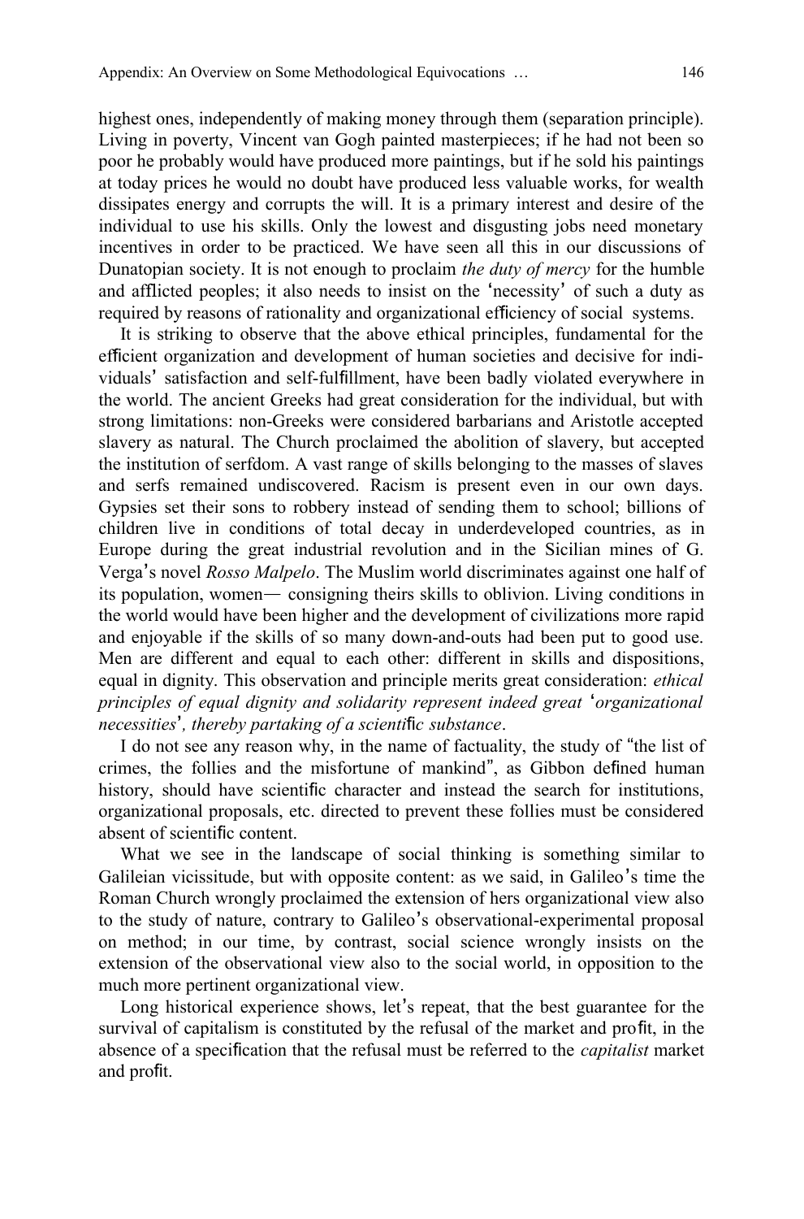highest ones, independently of making money through them (separation principle). Living in poverty, Vincent van Gogh painted masterpieces; if he had not been so poor he probably would have produced more paintings, but if he sold his paintings at today prices he would no doubt have produced less valuable works, for wealth dissipates energy and corrupts the will. It is a primary interest and desire of the individual to use his skills. Only the lowest and disgusting jobs need monetary incentives in order to be practiced. We have seen all this in our discussions of Dunatopian society. It is not enough to proclaim *the duty of mercy* for the humble and afflicted peoples; it also needs to insist on the 'necessity' of such a duty as required by reasons of rationality and organizational efficiency of social systems.

It is striking to observe that the above ethical principles, fundamental for the efficient organization and development of human societies and decisive for individuals' satisfaction and self-fulfillment, have been badly violated everywhere in the world. The ancient Greeks had great consideration for the individual, but with strong limitations: non-Greeks were considered barbarians and Aristotle accepted slavery as natural. The Church proclaimed the abolition of slavery, but accepted the institution of serfdom. A vast range of skills belonging to the masses of slaves and serfs remained undiscovered. Racism is present even in our own days. Gypsies set their sons to robbery instead of sending them to school; billions of children live in conditions of total decay in underdeveloped countries, as in Europe during the great industrial revolution and in the Sicilian mines of G. Verga's novel *Rosso Malpelo*. The Muslim world discriminates against one half of its population, women— consigning theirs skills to oblivion. Living conditions in the world would have been higher and the development of civilizations more rapid and enjoyable if the skills of so many down-and-outs had been put to good use. Men are different and equal to each other: different in skills and dispositions, equal in dignity. This observation and principle merits great consideration: *ethical principles of equal dignity and solidarity represent indeed great 'organizational necessities', thereby partaking of a scientific substance*.

I do not see any reason why, in the name of factuality, the study of "the list of crimes, the follies and the misfortune of mankind", as Gibbon defined human history, should have scientific character and instead the search for institutions, organizational proposals, etc. directed to prevent these follies must be considered absent of scientific content.

What we see in the landscape of social thinking is something similar to Galileian vicissitude, but with opposite content: as we said, in Galileo's time the Roman Church wrongly proclaimed the extension of hers organizational view also to the study of nature, contrary to Galileo's observational-experimental proposal on method; in our time, by contrast, social science wrongly insists on the extension of the observational view also to the social world, in opposition to the much more pertinent organizational view.

Long historical experience shows, let's repeat, that the best guarantee for the survival of capitalism is constituted by the refusal of the market and profit, in the absence of a specification that the refusal must be referred to the *capitalist* market and profit.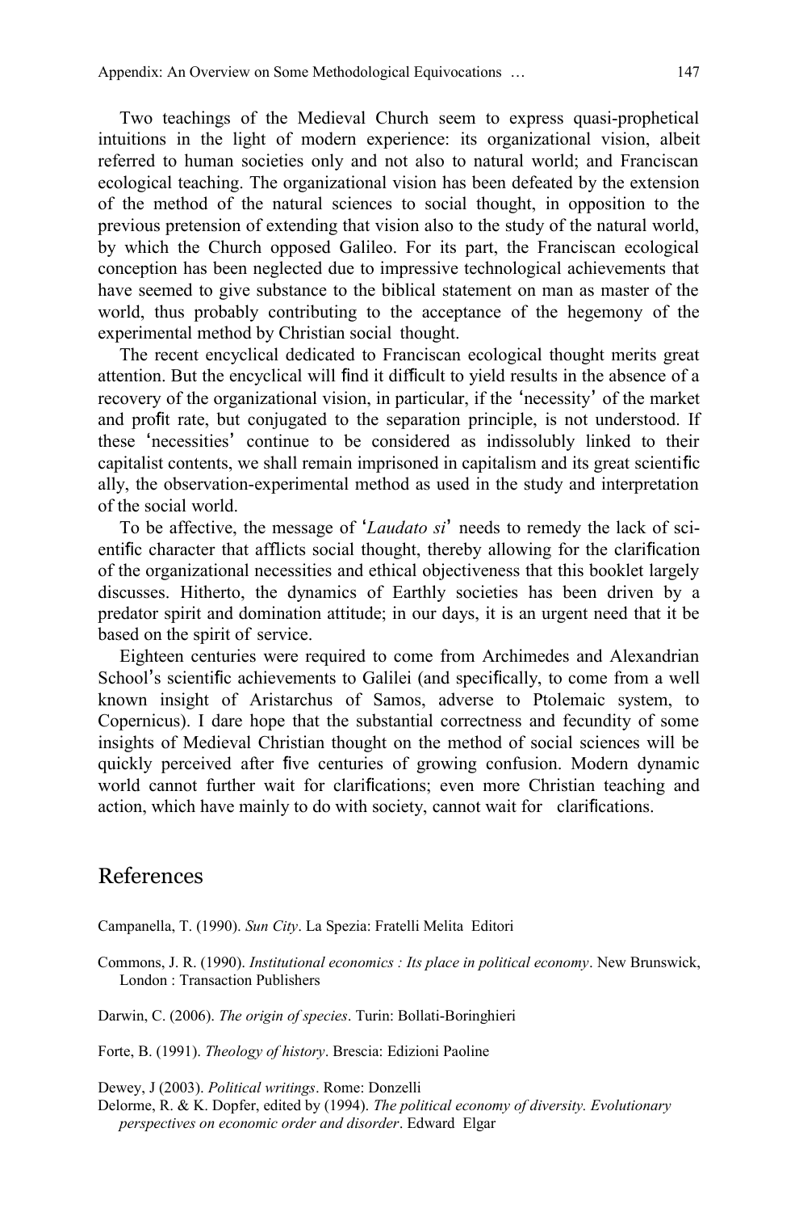Two teachings of the Medieval Church seem to express quasi-prophetical intuitions in the light of modern experience: its organizational vision, albeit referred to human societies only and not also to natural world; and Franciscan ecological teaching. The organizational vision has been defeated by the extension of the method of the natural sciences to social thought, in opposition to the previous pretension of extending that vision also to the study of the natural world, by which the Church opposed Galileo. For its part, the Franciscan ecological conception has been neglected due to impressive technological achievements that have seemed to give substance to the biblical statement on man as master of the world, thus probably contributing to the acceptance of the hegemony of the experimental method by Christian social thought.

The recent encyclical dedicated to Franciscan ecological thought merits great attention. But the encyclical will find it difficult to yield results in the absence of a recovery of the organizational vision, in particular, if the 'necessity' of the market and profit rate, but conjugated to the separation principle, is not understood. If these 'necessities' continue to be considered as indissolubly linked to their capitalist contents, we shall remain imprisoned in capitalism and its great scientific ally, the observation-experimental method as used in the study and interpretation of the social world.

To be affective, the message of '*Laudato si*' needs to remedy the lack of scientific character that afflicts social thought, thereby allowing for the clarification of the organizational necessities and ethical objectiveness that this booklet largely discusses. Hitherto, the dynamics of Earthly societies has been driven by a predator spirit and domination attitude; in our days, it is an urgent need that it be based on the spirit of service.

Eighteen centuries were required to come from Archimedes and Alexandrian School's scientific achievements to Galilei (and specifically, to come from a well known insight of Aristarchus of Samos, adverse to Ptolemaic system, to Copernicus). I dare hope that the substantial correctness and fecundity of some insights of Medieval Christian thought on the method of social sciences will be quickly perceived after five centuries of growing confusion. Modern dynamic world cannot further wait for clarifications; even more Christian teaching and action, which have mainly to do with society, cannot wait for clarifications.

## References

Campanella, T. (1990). *Sun City*. La Spezia: Fratelli Melita Editori

Commons, J. R. (1990). *Institutional economics : Its place in political economy*. New Brunswick, London : Transaction Publishers

Darwin, C. (2006). *The origin of species*. Turin: Bollati-Boringhieri

Forte, B. (1991). *Theology of history*. Brescia: Edizioni Paoline

Dewey, J (2003). *Political writings*. Rome: Donzelli

Delorme, R. & K. Dopfer, edited by (1994). *The political economy of diversity. Evolutionary perspectives on economic order and disorder*. Edward Elgar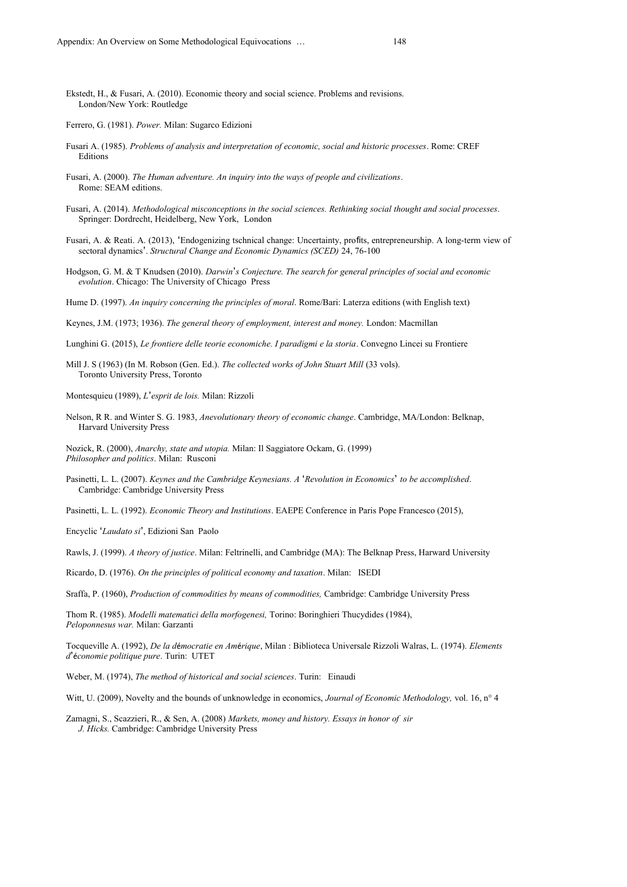Ekstedt, H., & Fusari, A. (2010). Economic theory and social science. Problems and revisions. London/New York: Routledge

Ferrero, G. (1981). *Power.* Milan: Sugarco Edizioni

Fusari A. (1985). *Problems of analysis and interpretation of economic, social and historic processes*. Rome: CREF Editions

Fusari, A. (2000). *The Human adventure. An inquiry into the ways of people and civilizations*. Rome: SEAM editions.

Fusari, A. (2014). *Methodological misconceptions in the social sciences. Rethinking social thought and social processes*. Springer: Dordrecht, Heidelberg, New York, London

Fusari, A. & Reati. A. (2013), 'Endogenizing tschnical change: Uncertainty, profits, entrepreneurship. A long-term view of sectoral dynamics'. *Structural Change and Economic Dynamics (SCED)* 24, 76-100

Hodgson, G. M. & T Knudsen (2010). *Darwin's Conjecture. The search for general principles of social and economic evolution*. Chicago: The University of Chicago Press

Hume D. (1997). *An inquiry concerning the principles of moral*. Rome/Bari: Laterza editions (with English text)

Keynes, J.M. (1973; 1936). *The general theory of employment, interest and money.* London: Macmillan

Lunghini G. (2015), *Le frontiere delle teorie economiche. I paradigmi e la storia*. Convegno Lincei su Frontiere

Mill J. S (1963) (In M. Robson (Gen. Ed.). *The collected works of John Stuart Mill* (33 vols). Toronto University Press, Toronto

Montesquieu (1989), *L'esprit de lois.* Milan: Rizzoli

Nelson, R R. and Winter S. G. 1983, *Anevolutionary theory of economic change*. Cambridge, MA/London: Belknap, Harvard University Press

Nozick, R. (2000), *Anarchy, state and utopia.* Milan: Il Saggiatore Ockam, G. (1999) *Philosopher and politics*. Milan: Rusconi

Pasinetti, L. L. (2007). *Keynes and the Cambridge Keynesians. A 'Revolution in Economics' to be accomplished*. Cambridge: Cambridge University Press

Pasinetti, L. L. (1992). *Economic Theory and Institutions*. EAEPE Conference in Paris Pope Francesco (2015),

Encyclic '*Laudato si*', Edizioni San Paolo

Rawls, J. (1999). *A theory of justice*. Milan: Feltrinelli, and Cambridge (MA): The Belknap Press, Harward University

Ricardo, D. (1976). *On the principles of political economy and taxation*. Milan: ISEDI

Sraffa, P. (1960), *Production of commodities by means of commodities,* Cambridge: Cambridge University Press

Thom R. (1985). *Modelli matematici della morfogenesi,* Torino: Boringhieri Thucydides (1984), *Peloponnesus war.* Milan: Garzanti

Tocqueville A. (1992), *De la démocratie en Amérique*, Milan : Biblioteca Universale Rizzoli Walras, L. (1974). *Elements d'économie politique pure*. Turin: UTET

Weber, M. (1974), *The method of historical and social sciences*. Turin: Einaudi

Witt, U. (2009), Novelty and the bounds of unknowledge in economics, *Journal of Economic Methodology,* vol. 16, n° 4

Zamagni, S., Scazzieri, R., & Sen, A. (2008) *Markets, money and history. Essays in honor of sir J. Hicks.* Cambridge: Cambridge University Press